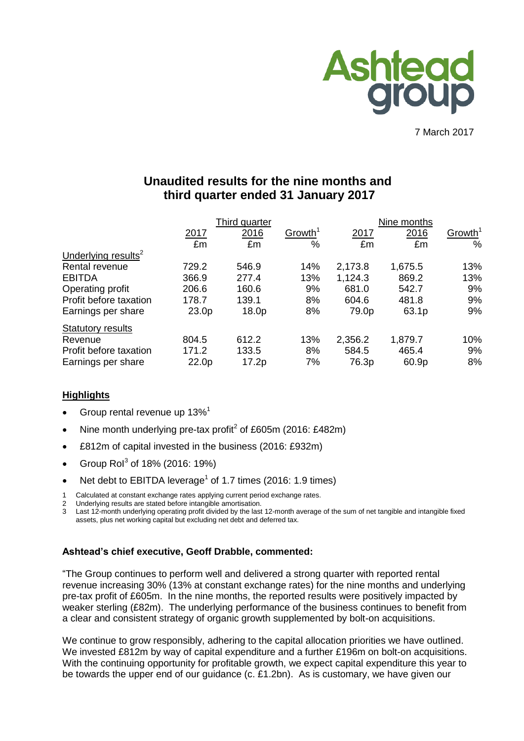Ashtead group

7 March 2017

# Unaudited results for the nine months and third quarter ended 31 January 2017

| | Third quarter | | | Nine months | | |
|---|---|---|---|---|---|---|
| | 2017 | 2016 | Growth[1] | 2017 | 2016 | Growth[1] |
| | £m | £m | % | £m | £m | % |
| Underlying results[2] | | | | | | |
| Rental revenue | 729.2 | 546.9 | 14% | 2,173.8 | 1,675.5 | 13% |
| EBITDA | 366.9 | 277.4 | 13% | 1,124.3 | 869.2 | 13% |
| Operating profit | 206.6 | 160.6 | 9% | 681.0 | 542.7 | 9% |
| Profit before taxation | 178.7 | 139.1 | 8% | 604.6 | 481.8 | 9% |
| Earnings per share | 23.0p | 18.0p | 8% | 79.0p | 63.1p | 9% |
| Statutory results | | | | | | |
| Revenue | 804.5 | 612.2 | 13% | 2,356.2 | 1,879.7 | 10% |
| Profit before taxation | 171.2 | 133.5 | 8% | 584.5 | 465.4 | 9% |
| Earnings per share | 22.0p | 17.2p | 7% | 76.3p | 60.9p | 8% |

## Highlights

- Group rental revenue up 13%[1]
- Nine month underlying pre-tax profit[2] of £605m (2016: £482m)
- £812m of capital invested in the business (2016: £932m)
- Group RoI[3] of 18% (2016: 19%)
- Net debt to EBITDA leverage[1] of 1.7 times (2016: 1.9 times)

1 Calculated at constant exchange rates applying current period exchange rates.
2 Underlying results are stated before intangible amortisation.
3 Last 12-month underlying operating profit divided by the last 12-month average of the sum of net tangible and intangible fixed assets, plus net working capital but excluding net debt and deferred tax.

**Ashtead's chief executive, Geoff Drabble, commented:**

"The Group continues to perform well and delivered a strong quarter with reported rental revenue increasing 30% (13% at constant exchange rates) for the nine months and underlying pre-tax profit of £605m. In the nine months, the reported results were positively impacted by weaker sterling (£82m). The underlying performance of the business continues to benefit from a clear and consistent strategy of organic growth supplemented by bolt-on acquisitions.

We continue to grow responsibly, adhering to the capital allocation priorities we have outlined. We invested £812m by way of capital expenditure and a further £196m on bolt-on acquisitions. With the continuing opportunity for profitable growth, we expect capital expenditure this year to be towards the upper end of our guidance (c. £1.2bn). As is customary, we have given our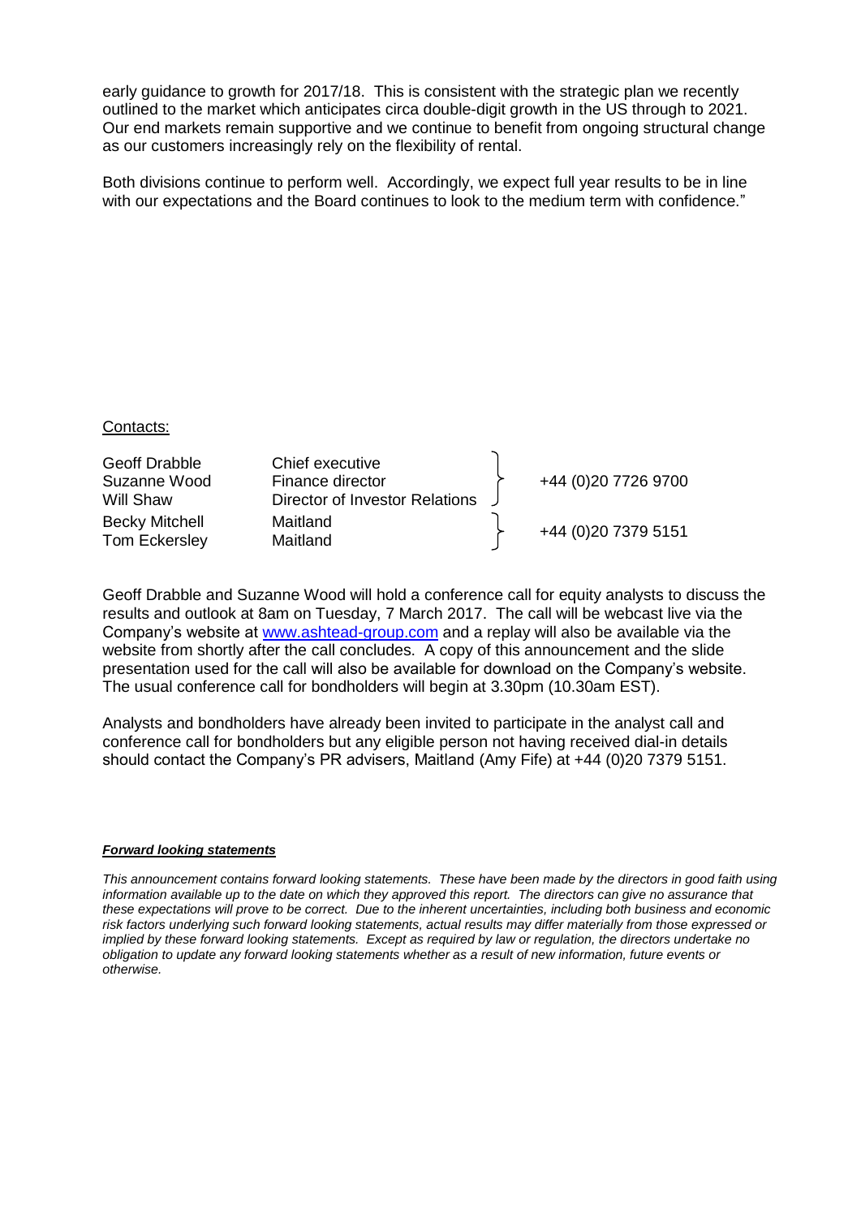early guidance to growth for 2017/18. This is consistent with the strategic plan we recently outlined to the market which anticipates circa double-digit growth in the US through to 2021. Our end markets remain supportive and we continue to benefit from ongoing structural change as our customers increasingly rely on the flexibility of rental.

Both divisions continue to perform well. Accordingly, we expect full year results to be in line with our expectations and the Board continues to look to the medium term with confidence."

Contacts:

| | | |
|---|---|---|
| Geoff Drabble | Chief executive | +44 (0)20 7726 9700 |
| Suzanne Wood | Finance director | |
| Will Shaw | Director of Investor Relations | |
| Becky Mitchell | Maitland | +44 (0)20 7379 5151 |
| Tom Eckersley | Maitland | |

Geoff Drabble and Suzanne Wood will hold a conference call for equity analysts to discuss the results and outlook at 8am on Tuesday, 7 March 2017. The call will be webcast live via the Company's website at www.ashtead-group.com and a replay will also be available via the website from shortly after the call concludes. A copy of this announcement and the slide presentation used for the call will also be available for download on the Company's website. The usual conference call for bondholders will begin at 3.30pm (10.30am EST).

Analysts and bondholders have already been invited to participate in the analyst call and conference call for bondholders but any eligible person not having received dial-in details should contact the Company's PR advisers, Maitland (Amy Fife) at +44 (0)20 7379 5151.

***Forward looking statements***

*This announcement contains forward looking statements. These have been made by the directors in good faith using information available up to the date on which they approved this report. The directors can give no assurance that these expectations will prove to be correct. Due to the inherent uncertainties, including both business and economic risk factors underlying such forward looking statements, actual results may differ materially from those expressed or implied by these forward looking statements. Except as required by law or regulation, the directors undertake no obligation to update any forward looking statements whether as a result of new information, future events or otherwise.*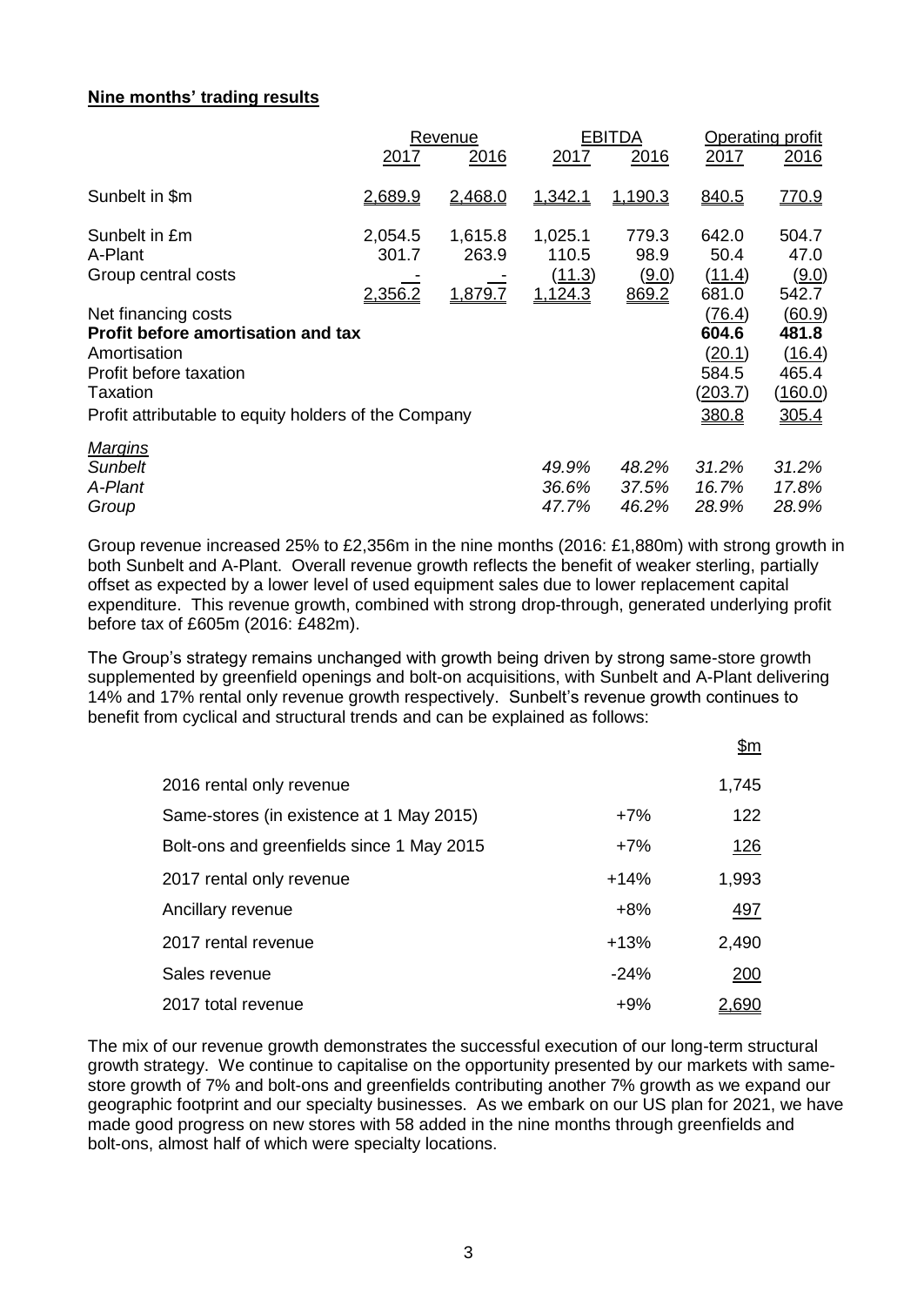**Nine months' trading results**

| | Revenue | | EBITDA | | Operating profit | |
|---|---|---|---|---|---|---|
| | 2017 | 2016 | 2017 | 2016 | 2017 | 2016 |
| Sunbelt in $m | 2,689.9 | 2,468.0 | 1,342.1 | 1,190.3 | 840.5 | 770.9 |
| Sunbelt in £m | 2,054.5 | 1,615.8 | 1,025.1 | 779.3 | 642.0 | 504.7 |
| A-Plant | 301.7 | 263.9 | 110.5 | 98.9 | 50.4 | 47.0 |
| Group central costs | - | - | (11.3) | (9.0) | (11.4) | (9.0) |
| | 2,356.2 | 1,879.7 | 1,124.3 | 869.2 | 681.0 | 542.7 |
| Net financing costs | | | | | (76.4) | (60.9) |
| **Profit before amortisation and tax** | | | | | **604.6** | **481.8** |
| Amortisation | | | | | (20.1) | (16.4) |
| Profit before taxation | | | | | 584.5 | 465.4 |
| Taxation | | | | | (203.7) | (160.0) |
| Profit attributable to equity holders of the Company | | | | | 380.8 | 305.4 |
| *Margins* | | | | | | |
| *Sunbelt* | | | *49.9%* | *48.2%* | *31.2%* | *31.2%* |
| *A-Plant* | | | *36.6%* | *37.5%* | *16.7%* | *17.8%* |
| *Group* | | | *47.7%* | *46.2%* | *28.9%* | *28.9%* |

Group revenue increased 25% to £2,356m in the nine months (2016: £1,880m) with strong growth in both Sunbelt and A-Plant. Overall revenue growth reflects the benefit of weaker sterling, partially offset as expected by a lower level of used equipment sales due to lower replacement capital expenditure. This revenue growth, combined with strong drop-through, generated underlying profit before tax of £605m (2016: £482m).

The Group's strategy remains unchanged with growth being driven by strong same-store growth supplemented by greenfield openings and bolt-on acquisitions, with Sunbelt and A-Plant delivering 14% and 17% rental only revenue growth respectively. Sunbelt's revenue growth continues to benefit from cyclical and structural trends and can be explained as follows:

| | | $m |
|---|---|---|
| 2016 rental only revenue | | 1,745 |
| Same-stores (in existence at 1 May 2015) | +7% | 122 |
| Bolt-ons and greenfields since 1 May 2015 | +7% | 126 |
| 2017 rental only revenue | +14% | 1,993 |
| Ancillary revenue | +8% | 497 |
| 2017 rental revenue | +13% | 2,490 |
| Sales revenue | -24% | 200 |
| 2017 total revenue | +9% | 2,690 |

The mix of our revenue growth demonstrates the successful execution of our long-term structural growth strategy. We continue to capitalise on the opportunity presented by our markets with same-store growth of 7% and bolt-ons and greenfields contributing another 7% growth as we expand our geographic footprint and our specialty businesses. As we embark on our US plan for 2021, we have made good progress on new stores with 58 added in the nine months through greenfields and bolt-ons, almost half of which were specialty locations.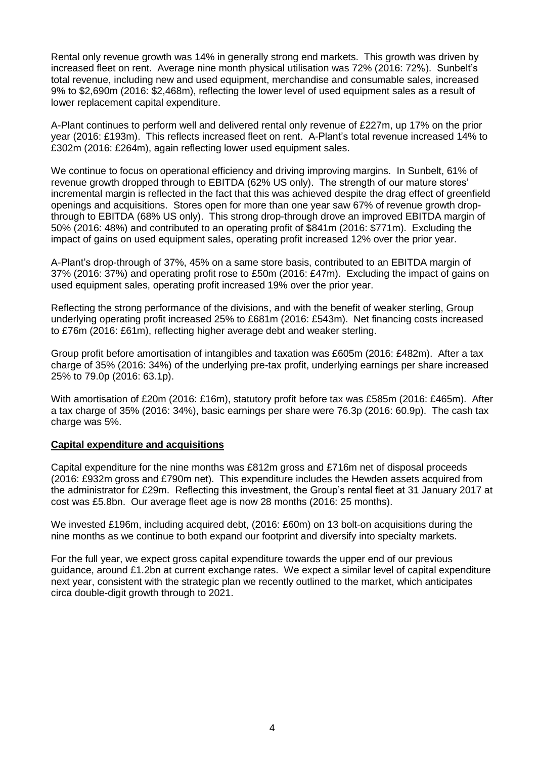Rental only revenue growth was 14% in generally strong end markets. This growth was driven by increased fleet on rent. Average nine month physical utilisation was 72% (2016: 72%). Sunbelt's total revenue, including new and used equipment, merchandise and consumable sales, increased 9% to $2,690m (2016: $2,468m), reflecting the lower level of used equipment sales as a result of lower replacement capital expenditure.

A-Plant continues to perform well and delivered rental only revenue of £227m, up 17% on the prior year (2016: £193m). This reflects increased fleet on rent. A-Plant's total revenue increased 14% to £302m (2016: £264m), again reflecting lower used equipment sales.

We continue to focus on operational efficiency and driving improving margins. In Sunbelt, 61% of revenue growth dropped through to EBITDA (62% US only). The strength of our mature stores' incremental margin is reflected in the fact that this was achieved despite the drag effect of greenfield openings and acquisitions. Stores open for more than one year saw 67% of revenue growth drop-through to EBITDA (68% US only). This strong drop-through drove an improved EBITDA margin of 50% (2016: 48%) and contributed to an operating profit of $841m (2016: $771m). Excluding the impact of gains on used equipment sales, operating profit increased 12% over the prior year.

A-Plant's drop-through of 37%, 45% on a same store basis, contributed to an EBITDA margin of 37% (2016: 37%) and operating profit rose to £50m (2016: £47m). Excluding the impact of gains on used equipment sales, operating profit increased 19% over the prior year.

Reflecting the strong performance of the divisions, and with the benefit of weaker sterling, Group underlying operating profit increased 25% to £681m (2016: £543m). Net financing costs increased to £76m (2016: £61m), reflecting higher average debt and weaker sterling.

Group profit before amortisation of intangibles and taxation was £605m (2016: £482m). After a tax charge of 35% (2016: 34%) of the underlying pre-tax profit, underlying earnings per share increased 25% to 79.0p (2016: 63.1p).

With amortisation of £20m (2016: £16m), statutory profit before tax was £585m (2016: £465m). After a tax charge of 35% (2016: 34%), basic earnings per share were 76.3p (2016: 60.9p). The cash tax charge was 5%.

## Capital expenditure and acquisitions

Capital expenditure for the nine months was £812m gross and £716m net of disposal proceeds (2016: £932m gross and £790m net). This expenditure includes the Hewden assets acquired from the administrator for £29m. Reflecting this investment, the Group's rental fleet at 31 January 2017 at cost was £5.8bn. Our average fleet age is now 28 months (2016: 25 months).

We invested £196m, including acquired debt, (2016: £60m) on 13 bolt-on acquisitions during the nine months as we continue to both expand our footprint and diversify into specialty markets.

For the full year, we expect gross capital expenditure towards the upper end of our previous guidance, around £1.2bn at current exchange rates. We expect a similar level of capital expenditure next year, consistent with the strategic plan we recently outlined to the market, which anticipates circa double-digit growth through to 2021.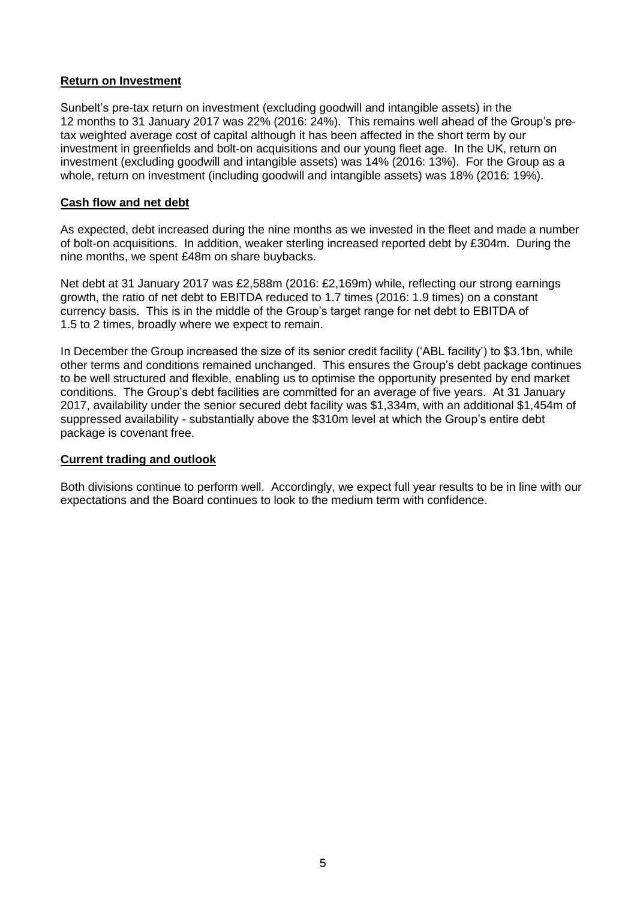## Return on Investment

Sunbelt's pre-tax return on investment (excluding goodwill and intangible assets) in the 12 months to 31 January 2017 was 22% (2016: 24%). This remains well ahead of the Group's pre-tax weighted average cost of capital although it has been affected in the short term by our investment in greenfields and bolt-on acquisitions and our young fleet age. In the UK, return on investment (excluding goodwill and intangible assets) was 14% (2016: 13%). For the Group as a whole, return on investment (including goodwill and intangible assets) was 18% (2016: 19%).

## Cash flow and net debt

As expected, debt increased during the nine months as we invested in the fleet and made a number of bolt-on acquisitions. In addition, weaker sterling increased reported debt by £304m. During the nine months, we spent £48m on share buybacks.

Net debt at 31 January 2017 was £2,588m (2016: £2,169m) while, reflecting our strong earnings growth, the ratio of net debt to EBITDA reduced to 1.7 times (2016: 1.9 times) on a constant currency basis. This is in the middle of the Group's target range for net debt to EBITDA of 1.5 to 2 times, broadly where we expect to remain.

In December the Group increased the size of its senior credit facility ('ABL facility') to $3.1bn, while other terms and conditions remained unchanged. This ensures the Group's debt package continues to be well structured and flexible, enabling us to optimise the opportunity presented by end market conditions. The Group's debt facilities are committed for an average of five years. At 31 January 2017, availability under the senior secured debt facility was $1,334m, with an additional $1,454m of suppressed availability - substantially above the $310m level at which the Group's entire debt package is covenant free.

## Current trading and outlook

Both divisions continue to perform well. Accordingly, we expect full year results to be in line with our expectations and the Board continues to look to the medium term with confidence.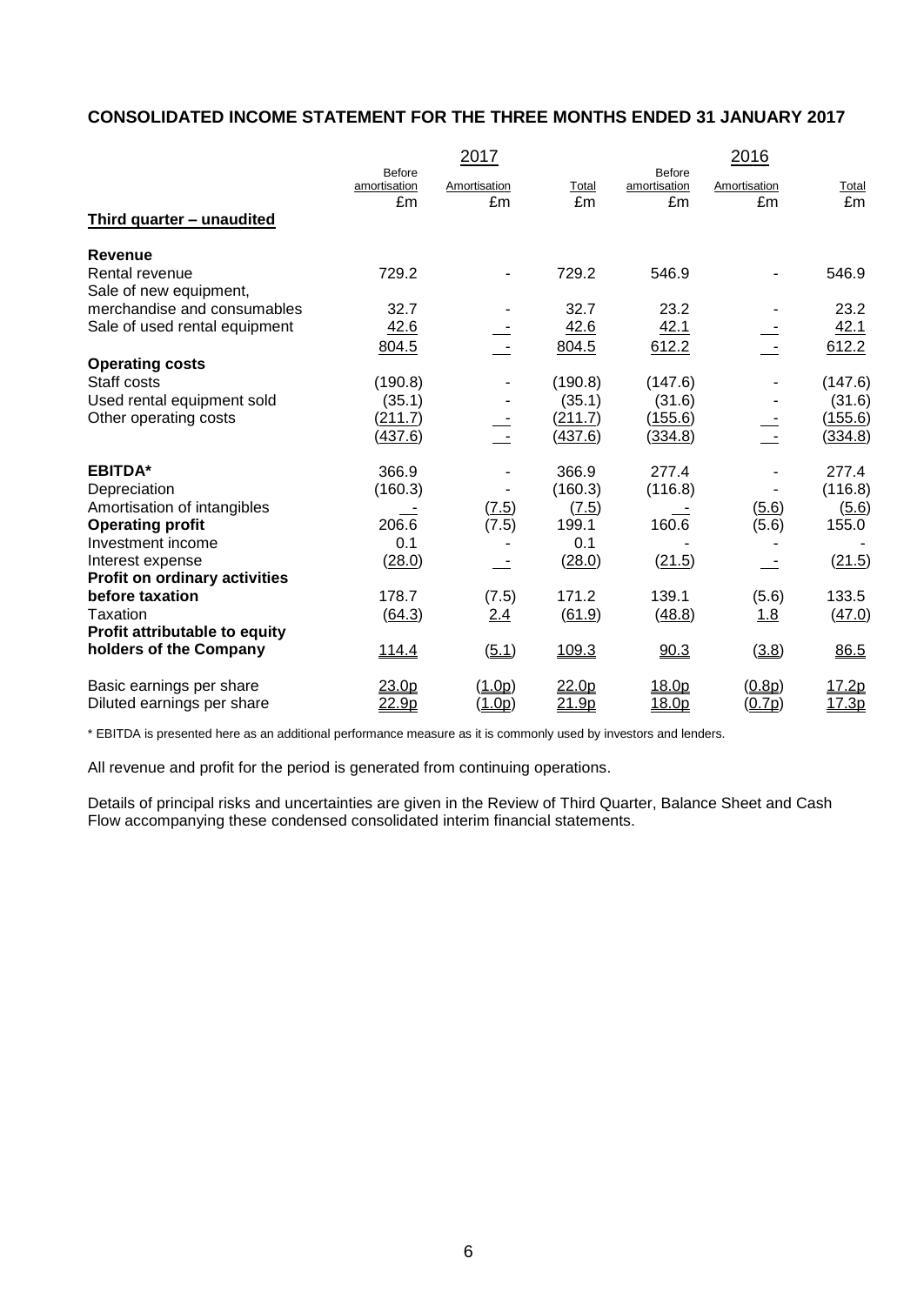## CONSOLIDATED INCOME STATEMENT FOR THE THREE MONTHS ENDED 31 JANUARY 2017

| | 2017 | | | 2016 | | |
|---|---|---|---|---|---|---|
| | Before amortisation £m | Amortisation £m | Total £m | Before amortisation £m | Amortisation £m | Total £m |
| **Third quarter – unaudited** | | | | | | |
| **Revenue** | | | | | | |
| Rental revenue | 729.2 | - | 729.2 | 546.9 | - | 546.9 |
| Sale of new equipment, merchandise and consumables | 32.7 | - | 32.7 | 23.2 | - | 23.2 |
| Sale of used rental equipment | 42.6 | - | 42.6 | 42.1 | - | 42.1 |
| | 804.5 | - | 804.5 | 612.2 | - | 612.2 |
| **Operating costs** | | | | | | |
| Staff costs | (190.8) | - | (190.8) | (147.6) | - | (147.6) |
| Used rental equipment sold | (35.1) | - | (35.1) | (31.6) | - | (31.6) |
| Other operating costs | (211.7) | - | (211.7) | (155.6) | - | (155.6) |
| | (437.6) | - | (437.6) | (334.8) | - | (334.8) |
| | | | | | | |
| **EBITDA*** | 366.9 | - | 366.9 | 277.4 | - | 277.4 |
| Depreciation | (160.3) | - | (160.3) | (116.8) | - | (116.8) |
| Amortisation of intangibles | - | (7.5) | (7.5) | - | (5.6) | (5.6) |
| **Operating profit** | 206.6 | (7.5) | 199.1 | 160.6 | (5.6) | 155.0 |
| Investment income | 0.1 | - | 0.1 | - | - | - |
| Interest expense | (28.0) | - | (28.0) | (21.5) | - | (21.5) |
| **Profit on ordinary activities before taxation** | 178.7 | (7.5) | 171.2 | 139.1 | (5.6) | 133.5 |
| Taxation | (64.3) | 2.4 | (61.9) | (48.8) | 1.8 | (47.0) |
| **Profit attributable to equity holders of the Company** | 114.4 | (5.1) | 109.3 | 90.3 | (3.8) | 86.5 |
| | | | | | | |
| Basic earnings per share | 23.0p | (1.0p) | 22.0p | 18.0p | (0.8p) | 17.2p |
| Diluted earnings per share | 22.9p | (1.0p) | 21.9p | 18.0p | (0.7p) | 17.3p |

\* EBITDA is presented here as an additional performance measure as it is commonly used by investors and lenders.

All revenue and profit for the period is generated from continuing operations.

Details of principal risks and uncertainties are given in the Review of Third Quarter, Balance Sheet and Cash Flow accompanying these condensed consolidated interim financial statements.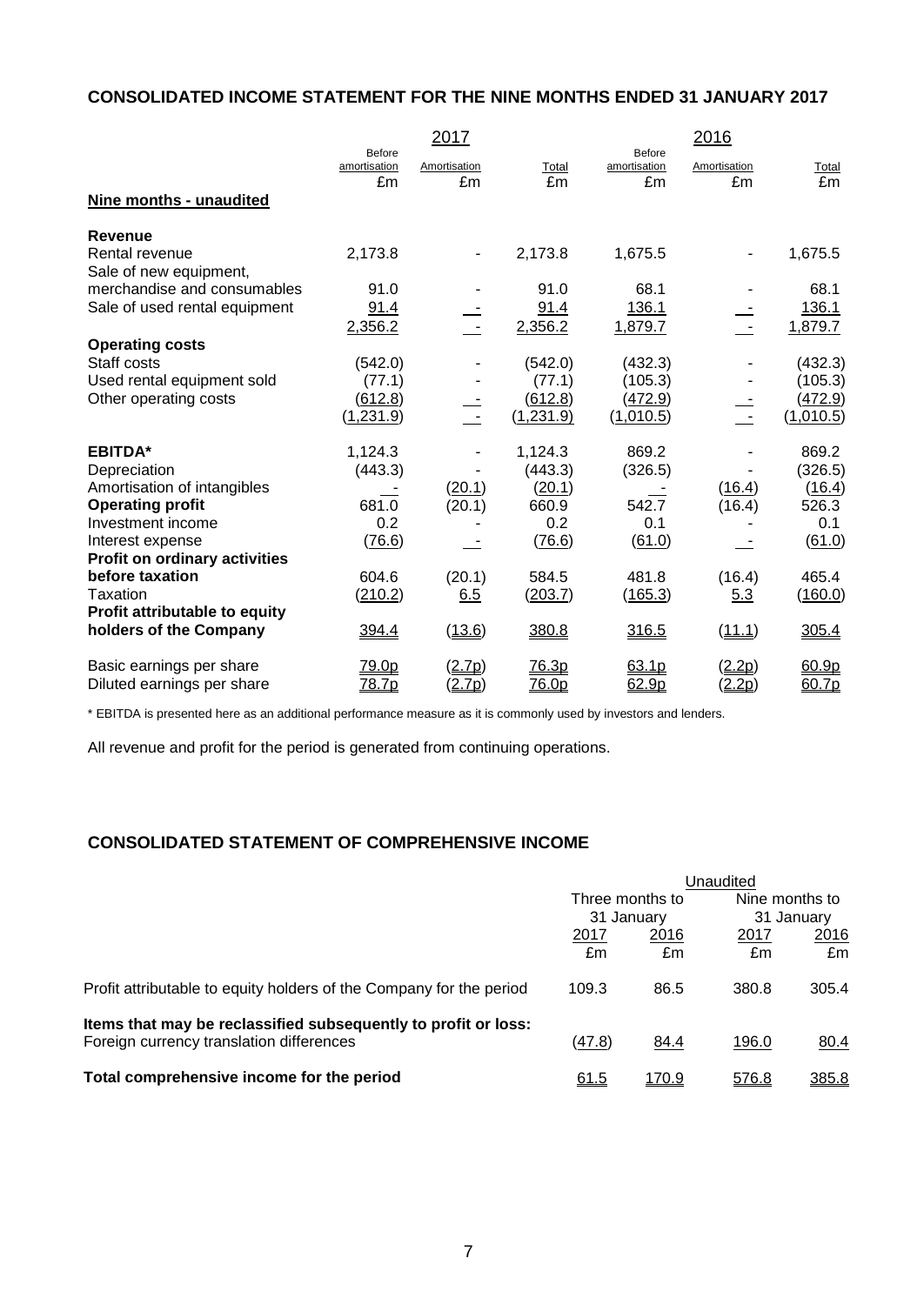## CONSOLIDATED INCOME STATEMENT FOR THE NINE MONTHS ENDED 31 JANUARY 2017

| | 2017 | | | 2016 | | |
|---|---|---|---|---|---|---|
| | Before amortisation £m | Amortisation £m | Total £m | Before amortisation £m | Amortisation £m | Total £m |
| **Nine months - unaudited** | | | | | | |
| **Revenue** | | | | | | |
| Rental revenue | 2,173.8 | - | 2,173.8 | 1,675.5 | - | 1,675.5 |
| Sale of new equipment, merchandise and consumables | 91.0 | - | 91.0 | 68.1 | - | 68.1 |
| Sale of used rental equipment | 91.4 | - | 91.4 | 136.1 | - | 136.1 |
| | 2,356.2 | - | 2,356.2 | 1,879.7 | - | 1,879.7 |
| **Operating costs** | | | | | | |
| Staff costs | (542.0) | - | (542.0) | (432.3) | - | (432.3) |
| Used rental equipment sold | (77.1) | - | (77.1) | (105.3) | - | (105.3) |
| Other operating costs | (612.8) | - | (612.8) | (472.9) | - | (472.9) |
| | (1,231.9) | - | (1,231.9) | (1,010.5) | - | (1,010.5) |
| **EBITDA*** | 1,124.3 | - | 1,124.3 | 869.2 | - | 869.2 |
| Depreciation | (443.3) | - | (443.3) | (326.5) | - | (326.5) |
| Amortisation of intangibles | - | (20.1) | (20.1) | - | (16.4) | (16.4) |
| **Operating profit** | 681.0 | (20.1) | 660.9 | 542.7 | (16.4) | 526.3 |
| Investment income | 0.2 | - | 0.2 | 0.1 | - | 0.1 |
| Interest expense | (76.6) | - | (76.6) | (61.0) | - | (61.0) |
| **Profit on ordinary activities before taxation** | 604.6 | (20.1) | 584.5 | 481.8 | (16.4) | 465.4 |
| Taxation | (210.2) | 6.5 | (203.7) | (165.3) | 5.3 | (160.0) |
| **Profit attributable to equity holders of the Company** | 394.4 | (13.6) | 380.8 | 316.5 | (11.1) | 305.4 |
| Basic earnings per share | 79.0p | (2.7p) | 76.3p | 63.1p | (2.2p) | 60.9p |
| Diluted earnings per share | 78.7p | (2.7p) | 76.0p | 62.9p | (2.2p) | 60.7p |

* EBITDA is presented here as an additional performance measure as it is commonly used by investors and lenders.

All revenue and profit for the period is generated from continuing operations.

## CONSOLIDATED STATEMENT OF COMPREHENSIVE INCOME

| | Unaudited | | | |
|---|---|---|---|---|
| | Three months to 31 January | | Nine months to 31 January | |
| | 2017 £m | 2016 £m | 2017 £m | 2016 £m |
| Profit attributable to equity holders of the Company for the period | 109.3 | 86.5 | 380.8 | 305.4 |
| **Items that may be reclassified subsequently to profit or loss:** | | | | |
| Foreign currency translation differences | (47.8) | 84.4 | 196.0 | 80.4 |
| **Total comprehensive income for the period** | 61.5 | 170.9 | 576.8 | 385.8 |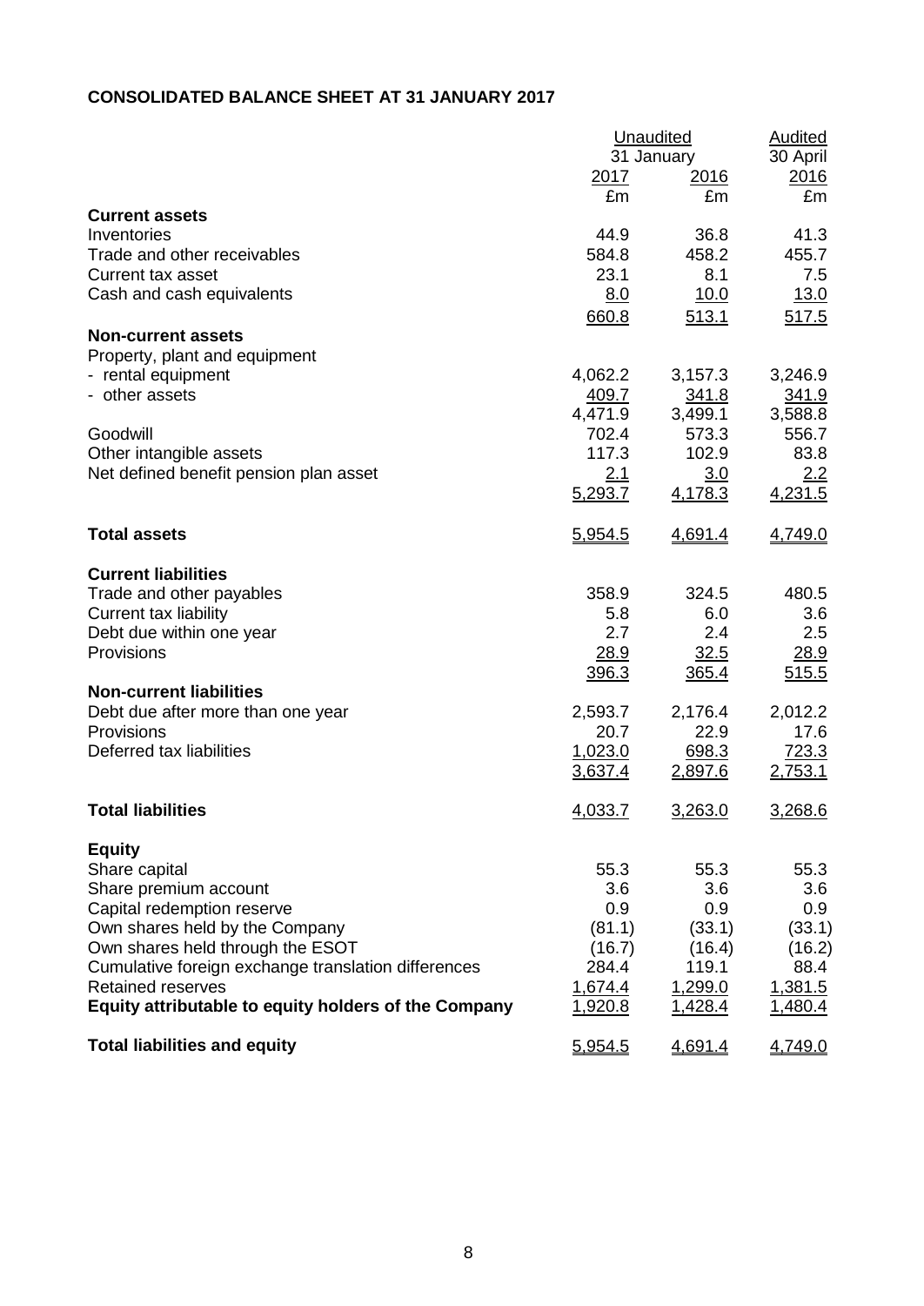**CONSOLIDATED BALANCE SHEET AT 31 JANUARY 2017**

| | Unaudited | | Audited |
|---|---|---|---|
| | 31 January | | 30 April |
| | 2017 | 2016 | 2016 |
| | £m | £m | £m |
| **Current assets** | | | |
| Inventories | 44.9 | 36.8 | 41.3 |
| Trade and other receivables | 584.8 | 458.2 | 455.7 |
| Current tax asset | 23.1 | 8.1 | 7.5 |
| Cash and cash equivalents | 8.0 | 10.0 | 13.0 |
| | 660.8 | 513.1 | 517.5 |
| **Non-current assets** | | | |
| Property, plant and equipment | | | |
| - rental equipment | 4,062.2 | 3,157.3 | 3,246.9 |
| - other assets | 409.7 | 341.8 | 341.9 |
| | 4,471.9 | 3,499.1 | 3,588.8 |
| Goodwill | 702.4 | 573.3 | 556.7 |
| Other intangible assets | 117.3 | 102.9 | 83.8 |
| Net defined benefit pension plan asset | 2.1 | 3.0 | 2.2 |
| | 5,293.7 | 4,178.3 | 4,231.5 |
| **Total assets** | 5,954.5 | 4,691.4 | 4,749.0 |
| **Current liabilities** | | | |
| Trade and other payables | 358.9 | 324.5 | 480.5 |
| Current tax liability | 5.8 | 6.0 | 3.6 |
| Debt due within one year | 2.7 | 2.4 | 2.5 |
| Provisions | 28.9 | 32.5 | 28.9 |
| | 396.3 | 365.4 | 515.5 |
| **Non-current liabilities** | | | |
| Debt due after more than one year | 2,593.7 | 2,176.4 | 2,012.2 |
| Provisions | 20.7 | 22.9 | 17.6 |
| Deferred tax liabilities | 1,023.0 | 698.3 | 723.3 |
| | 3,637.4 | 2,897.6 | 2,753.1 |
| **Total liabilities** | 4,033.7 | 3,263.0 | 3,268.6 |
| **Equity** | | | |
| Share capital | 55.3 | 55.3 | 55.3 |
| Share premium account | 3.6 | 3.6 | 3.6 |
| Capital redemption reserve | 0.9 | 0.9 | 0.9 |
| Own shares held by the Company | (81.1) | (33.1) | (33.1) |
| Own shares held through the ESOT | (16.7) | (16.4) | (16.2) |
| Cumulative foreign exchange translation differences | 284.4 | 119.1 | 88.4 |
| Retained reserves | 1,674.4 | 1,299.0 | 1,381.5 |
| **Equity attributable to equity holders of the Company** | 1,920.8 | 1,428.4 | 1,480.4 |
| **Total liabilities and equity** | 5,954.5 | 4,691.4 | 4,749.0 |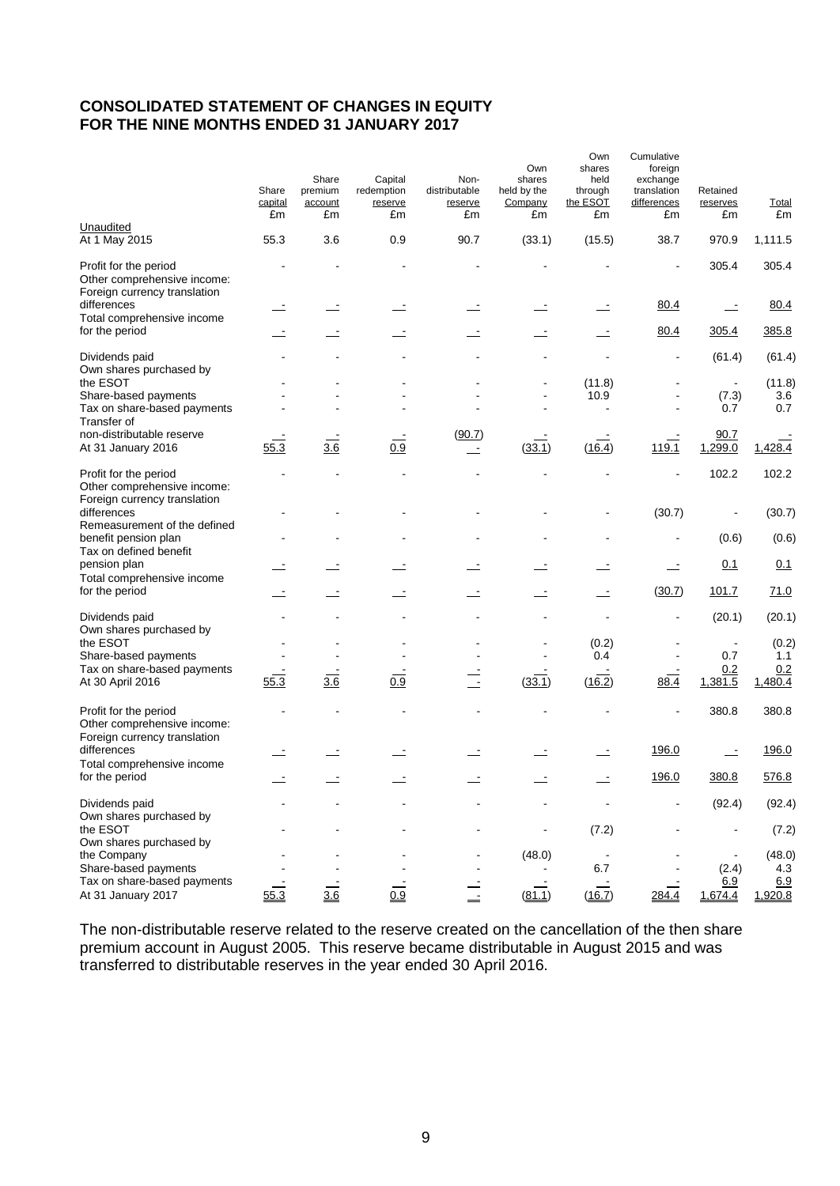## CONSOLIDATED STATEMENT OF CHANGES IN EQUITY
## FOR THE NINE MONTHS ENDED 31 JANUARY 2017

| | Share capital £m | Share premium account £m | Capital redemption reserve £m | Non-distributable reserve £m | Own shares held by the Company £m | Own shares held through the ESOT £m | Cumulative foreign exchange translation differences £m | Retained reserves £m | Total £m |
|---|---|---|---|---|---|---|---|---|---|
| Unaudited | | | | | | | | | |
| At 1 May 2015 | 55.3 | 3.6 | 0.9 | 90.7 | (33.1) | (15.5) | 38.7 | 970.9 | 1,111.5 |
| Profit for the period | - | - | - | - | - | - | - | 305.4 | 305.4 |
| Other comprehensive income: | | | | | | | | | |
| Foreign currency translation differences | - | - | - | - | - | - | 80.4 | - | 80.4 |
| Total comprehensive income for the period | - | - | - | - | - | - | 80.4 | 305.4 | 385.8 |
| Dividends paid | - | - | - | - | - | - | - | (61.4) | (61.4) |
| Own shares purchased by the ESOT | - | - | - | - | - | (11.8) | - | - | (11.8) |
| Share-based payments | - | - | - | - | - | 10.9 | - | (7.3) | 3.6 |
| Tax on share-based payments | - | - | - | - | - | - | - | 0.7 | 0.7 |
| Transfer of non-distributable reserve | - | - | - | (90.7) | - | - | - | 90.7 | - |
| At 31 January 2016 | 55.3 | 3.6 | 0.9 | - | (33.1) | (16.4) | 119.1 | 1,299.0 | 1,428.4 |
| Profit for the period | - | - | - | - | - | - | - | 102.2 | 102.2 |
| Other comprehensive income: | | | | | | | | | |
| Foreign currency translation differences | - | - | - | - | - | - | (30.7) | - | (30.7) |
| Remeasurement of the defined benefit pension plan | - | - | - | - | - | - | - | (0.6) | (0.6) |
| Tax on defined benefit pension plan | - | - | - | - | - | - | - | 0.1 | 0.1 |
| Total comprehensive income for the period | - | - | - | - | - | - | (30.7) | 101.7 | 71.0 |
| Dividends paid | - | - | - | - | - | - | - | (20.1) | (20.1) |
| Own shares purchased by the ESOT | - | - | - | - | - | (0.2) | - | - | (0.2) |
| Share-based payments | - | - | - | - | - | 0.4 | - | 0.7 | 1.1 |
| Tax on share-based payments | - | - | - | - | - | - | - | 0.2 | 0.2 |
| At 30 April 2016 | 55.3 | 3.6 | 0.9 | - | (33.1) | (16.2) | 88.4 | 1,381.5 | 1,480.4 |
| Profit for the period | - | - | - | - | - | - | - | 380.8 | 380.8 |
| Other comprehensive income: | | | | | | | | | |
| Foreign currency translation differences | - | - | - | - | - | - | 196.0 | - | 196.0 |
| Total comprehensive income for the period | - | - | - | - | - | - | 196.0 | 380.8 | 576.8 |
| Dividends paid | - | - | - | - | - | - | - | (92.4) | (92.4) |
| Own shares purchased by the ESOT | - | - | - | - | - | (7.2) | - | - | (7.2) |
| Own shares purchased by the Company | - | - | - | - | (48.0) | - | - | - | (48.0) |
| Share-based payments | - | - | - | - | - | 6.7 | - | (2.4) | 4.3 |
| Tax on share-based payments | - | - | - | - | - | - | - | 6.9 | 6.9 |
| At 31 January 2017 | 55.3 | 3.6 | 0.9 | - | (81.1) | (16.7) | 284.4 | 1,674.4 | 1,920.8 |

The non-distributable reserve related to the reserve created on the cancellation of the then share premium account in August 2005. This reserve became distributable in August 2015 and was transferred to distributable reserves in the year ended 30 April 2016.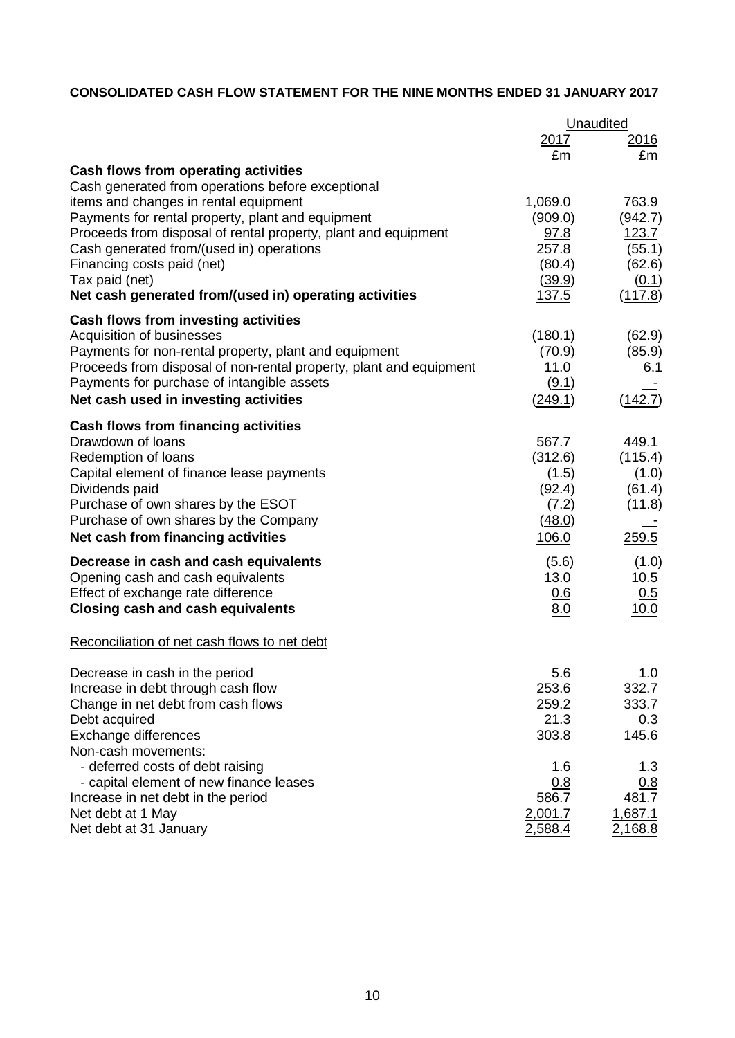**CONSOLIDATED CASH FLOW STATEMENT FOR THE NINE MONTHS ENDED 31 JANUARY 2017**

| | Unaudited | |
|---|---|---|
| | 2017 | 2016 |
| | £m | £m |
| **Cash flows from operating activities** | | |
| Cash generated from operations before exceptional items and changes in rental equipment | 1,069.0 | 763.9 |
| Payments for rental property, plant and equipment | (909.0) | (942.7) |
| Proceeds from disposal of rental property, plant and equipment | 97.8 | 123.7 |
| Cash generated from/(used in) operations | 257.8 | (55.1) |
| Financing costs paid (net) | (80.4) | (62.6) |
| Tax paid (net) | (39.9) | (0.1) |
| **Net cash generated from/(used in) operating activities** | 137.5 | (117.8) |
| **Cash flows from investing activities** | | |
| Acquisition of businesses | (180.1) | (62.9) |
| Payments for non-rental property, plant and equipment | (70.9) | (85.9) |
| Proceeds from disposal of non-rental property, plant and equipment | 11.0 | 6.1 |
| Payments for purchase of intangible assets | (9.1) | - |
| **Net cash used in investing activities** | (249.1) | (142.7) |
| **Cash flows from financing activities** | | |
| Drawdown of loans | 567.7 | 449.1 |
| Redemption of loans | (312.6) | (115.4) |
| Capital element of finance lease payments | (1.5) | (1.0) |
| Dividends paid | (92.4) | (61.4) |
| Purchase of own shares by the ESOT | (7.2) | (11.8) |
| Purchase of own shares by the Company | (48.0) | - |
| **Net cash from financing activities** | 106.0 | 259.5 |
| **Decrease in cash and cash equivalents** | (5.6) | (1.0) |
| Opening cash and cash equivalents | 13.0 | 10.5 |
| Effect of exchange rate difference | 0.6 | 0.5 |
| **Closing cash and cash equivalents** | 8.0 | 10.0 |

Reconciliation of net cash flows to net debt

| | 2017 | 2016 |
|---|---|---|
| Decrease in cash in the period | 5.6 | 1.0 |
| Increase in debt through cash flow | 253.6 | 332.7 |
| Change in net debt from cash flows | 259.2 | 333.7 |
| Debt acquired | 21.3 | 0.3 |
| Exchange differences | 303.8 | 145.6 |
| Non-cash movements: | | |
| - deferred costs of debt raising | 1.6 | 1.3 |
| - capital element of new finance leases | 0.8 | 0.8 |
| Increase in net debt in the period | 586.7 | 481.7 |
| Net debt at 1 May | 2,001.7 | 1,687.1 |
| Net debt at 31 January | 2,588.4 | 2,168.8 |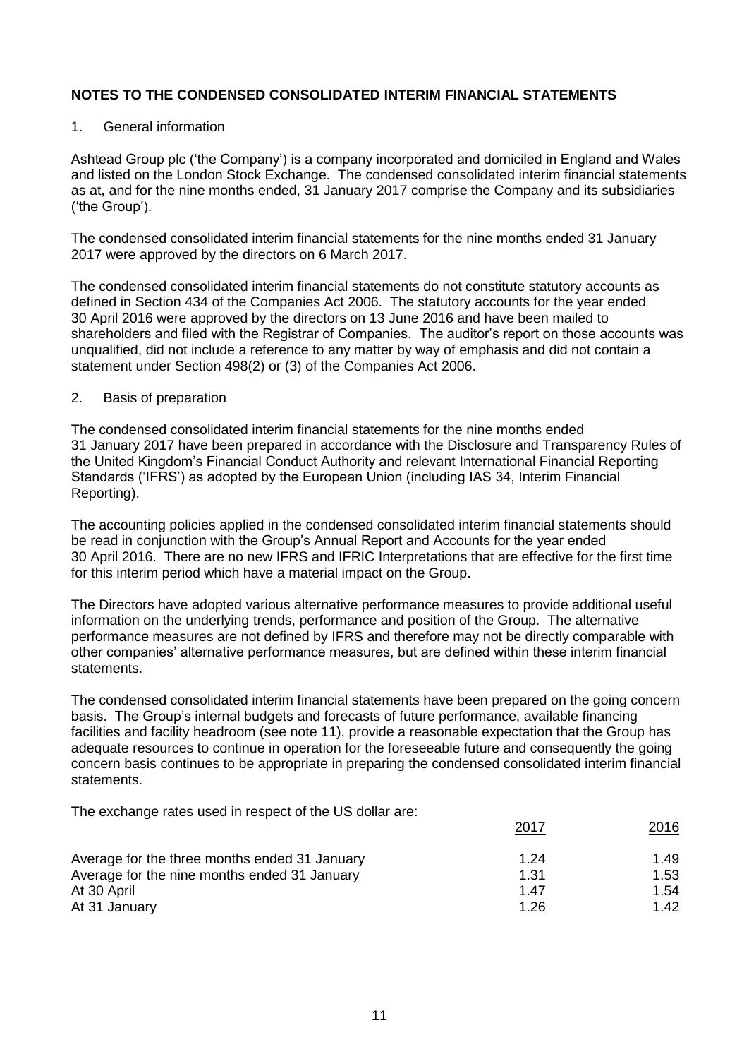## NOTES TO THE CONDENSED CONSOLIDATED INTERIM FINANCIAL STATEMENTS

1. General information

Ashtead Group plc ('the Company') is a company incorporated and domiciled in England and Wales and listed on the London Stock Exchange. The condensed consolidated interim financial statements as at, and for the nine months ended, 31 January 2017 comprise the Company and its subsidiaries ('the Group').

The condensed consolidated interim financial statements for the nine months ended 31 January 2017 were approved by the directors on 6 March 2017.

The condensed consolidated interim financial statements do not constitute statutory accounts as defined in Section 434 of the Companies Act 2006. The statutory accounts for the year ended 30 April 2016 were approved by the directors on 13 June 2016 and have been mailed to shareholders and filed with the Registrar of Companies. The auditor's report on those accounts was unqualified, did not include a reference to any matter by way of emphasis and did not contain a statement under Section 498(2) or (3) of the Companies Act 2006.

2. Basis of preparation

The condensed consolidated interim financial statements for the nine months ended 31 January 2017 have been prepared in accordance with the Disclosure and Transparency Rules of the United Kingdom's Financial Conduct Authority and relevant International Financial Reporting Standards ('IFRS') as adopted by the European Union (including IAS 34, Interim Financial Reporting).

The accounting policies applied in the condensed consolidated interim financial statements should be read in conjunction with the Group's Annual Report and Accounts for the year ended 30 April 2016. There are no new IFRS and IFRIC Interpretations that are effective for the first time for this interim period which have a material impact on the Group.

The Directors have adopted various alternative performance measures to provide additional useful information on the underlying trends, performance and position of the Group. The alternative performance measures are not defined by IFRS and therefore may not be directly comparable with other companies' alternative performance measures, but are defined within these interim financial statements.

The condensed consolidated interim financial statements have been prepared on the going concern basis. The Group's internal budgets and forecasts of future performance, available financing facilities and facility headroom (see note 11), provide a reasonable expectation that the Group has adequate resources to continue in operation for the foreseeable future and consequently the going concern basis continues to be appropriate in preparing the condensed consolidated interim financial statements.

The exchange rates used in respect of the US dollar are:

| | 2017 | 2016 |
|---|---|---|
| Average for the three months ended 31 January | 1.24 | 1.49 |
| Average for the nine months ended 31 January | 1.31 | 1.53 |
| At 30 April | 1.47 | 1.54 |
| At 31 January | 1.26 | 1.42 |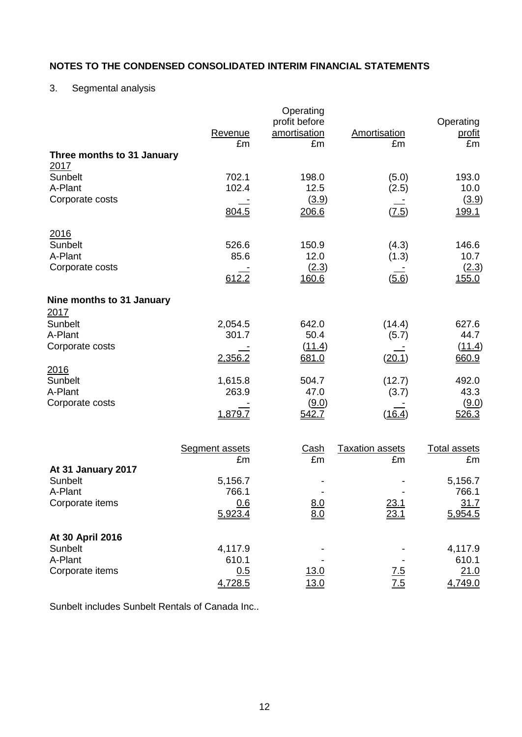**NOTES TO THE CONDENSED CONSOLIDATED INTERIM FINANCIAL STATEMENTS**

3. Segmental analysis

| | Revenue £m | Operating profit before amortisation £m | Amortisation £m | Operating profit £m |
|---|---|---|---|---|
| **Three months to 31 January** | | | | |
| 2017 | | | | |
| Sunbelt | 702.1 | 198.0 | (5.0) | 193.0 |
| A-Plant | 102.4 | 12.5 | (2.5) | 10.0 |
| Corporate costs | - | (3.9) | - | (3.9) |
| | 804.5 | 206.6 | (7.5) | 199.1 |
| 2016 | | | | |
| Sunbelt | 526.6 | 150.9 | (4.3) | 146.6 |
| A-Plant | 85.6 | 12.0 | (1.3) | 10.7 |
| Corporate costs | - | (2.3) | - | (2.3) |
| | 612.2 | 160.6 | (5.6) | 155.0 |
| **Nine months to 31 January** | | | | |
| 2017 | | | | |
| Sunbelt | 2,054.5 | 642.0 | (14.4) | 627.6 |
| A-Plant | 301.7 | 50.4 | (5.7) | 44.7 |
| Corporate costs | - | (11.4) | - | (11.4) |
| | 2,356.2 | 681.0 | (20.1) | 660.9 |
| 2016 | | | | |
| Sunbelt | 1,615.8 | 504.7 | (12.7) | 492.0 |
| A-Plant | 263.9 | 47.0 | (3.7) | 43.3 |
| Corporate costs | - | (9.0) | - | (9.0) |
| | 1,879.7 | 542.7 | (16.4) | 526.3 |

| | Segment assets £m | Cash £m | Taxation assets £m | Total assets £m |
|---|---|---|---|---|
| **At 31 January 2017** | | | | |
| Sunbelt | 5,156.7 | - | - | 5,156.7 |
| A-Plant | 766.1 | - | - | 766.1 |
| Corporate items | 0.6 | 8.0 | 23.1 | 31.7 |
| | 5,923.4 | 8.0 | 23.1 | 5,954.5 |
| **At 30 April 2016** | | | | |
| Sunbelt | 4,117.9 | - | - | 4,117.9 |
| A-Plant | 610.1 | - | - | 610.1 |
| Corporate items | 0.5 | 13.0 | 7.5 | 21.0 |
| | 4,728.5 | 13.0 | 7.5 | 4,749.0 |

Sunbelt includes Sunbelt Rentals of Canada Inc..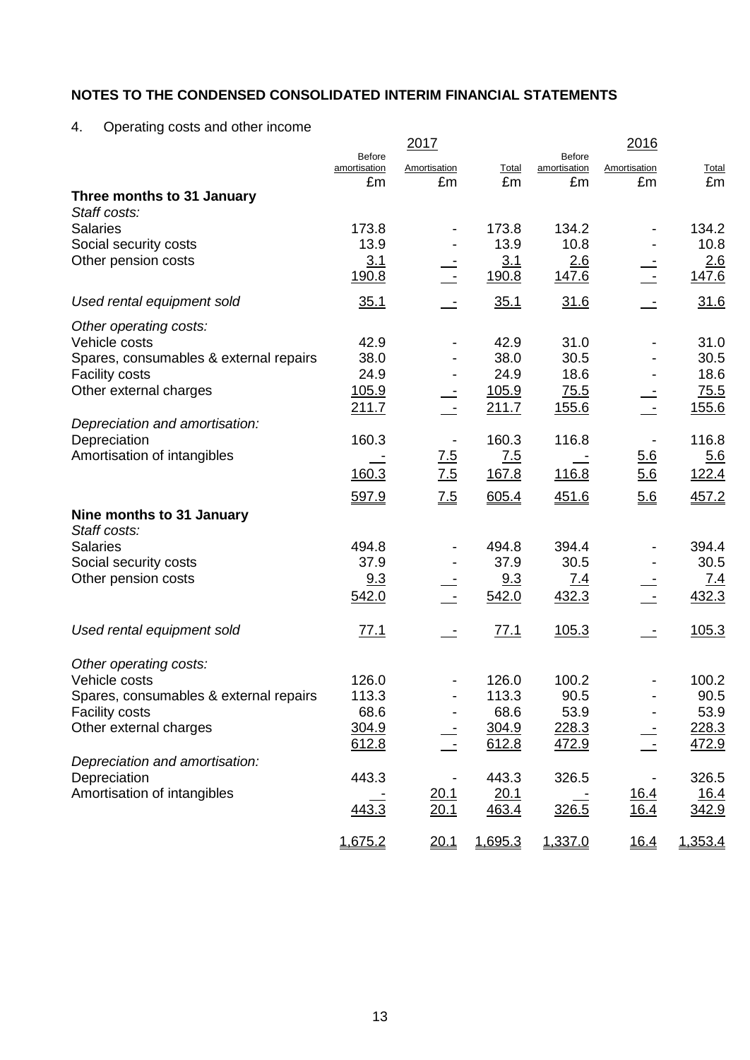## NOTES TO THE CONDENSED CONSOLIDATED INTERIM FINANCIAL STATEMENTS

4. Operating costs and other income

| | 2017 | | | 2016 | | |
|---|---|---|---|---|---|---|
| | Before amortisation | Amortisation | Total | Before amortisation | Amortisation | Total |
| | £m | £m | £m | £m | £m | £m |
| **Three months to 31 January** | | | | | | |
| *Staff costs:* | | | | | | |
| Salaries | 173.8 | - | 173.8 | 134.2 | - | 134.2 |
| Social security costs | 13.9 | - | 13.9 | 10.8 | - | 10.8 |
| Other pension costs | 3.1 | - | 3.1 | 2.6 | - | 2.6 |
| | 190.8 | - | 190.8 | 147.6 | - | 147.6 |
| *Used rental equipment sold* | 35.1 | - | 35.1 | 31.6 | - | 31.6 |
| *Other operating costs:* | | | | | | |
| Vehicle costs | 42.9 | - | 42.9 | 31.0 | - | 31.0 |
| Spares, consumables & external repairs | 38.0 | - | 38.0 | 30.5 | - | 30.5 |
| Facility costs | 24.9 | - | 24.9 | 18.6 | - | 18.6 |
| Other external charges | 105.9 | - | 105.9 | 75.5 | - | 75.5 |
| | 211.7 | - | 211.7 | 155.6 | - | 155.6 |
| *Depreciation and amortisation:* | | | | | | |
| Depreciation | 160.3 | - | 160.3 | 116.8 | - | 116.8 |
| Amortisation of intangibles | - | 7.5 | 7.5 | - | 5.6 | 5.6 |
| | 160.3 | 7.5 | 167.8 | 116.8 | 5.6 | 122.4 |
| | 597.9 | 7.5 | 605.4 | 451.6 | 5.6 | 457.2 |
| **Nine months to 31 January** | | | | | | |
| *Staff costs:* | | | | | | |
| Salaries | 494.8 | - | 494.8 | 394.4 | - | 394.4 |
| Social security costs | 37.9 | - | 37.9 | 30.5 | - | 30.5 |
| Other pension costs | 9.3 | - | 9.3 | 7.4 | - | 7.4 |
| | 542.0 | - | 542.0 | 432.3 | - | 432.3 |
| *Used rental equipment sold* | 77.1 | - | 77.1 | 105.3 | - | 105.3 |
| *Other operating costs:* | | | | | | |
| Vehicle costs | 126.0 | - | 126.0 | 100.2 | - | 100.2 |
| Spares, consumables & external repairs | 113.3 | - | 113.3 | 90.5 | - | 90.5 |
| Facility costs | 68.6 | - | 68.6 | 53.9 | - | 53.9 |
| Other external charges | 304.9 | - | 304.9 | 228.3 | - | 228.3 |
| | 612.8 | - | 612.8 | 472.9 | - | 472.9 |
| *Depreciation and amortisation:* | | | | | | |
| Depreciation | 443.3 | - | 443.3 | 326.5 | - | 326.5 |
| Amortisation of intangibles | - | 20.1 | 20.1 | - | 16.4 | 16.4 |
| | 443.3 | 20.1 | 463.4 | 326.5 | 16.4 | 342.9 |
| | 1,675.2 | 20.1 | 1,695.3 | 1,337.0 | 16.4 | 1,353.4 |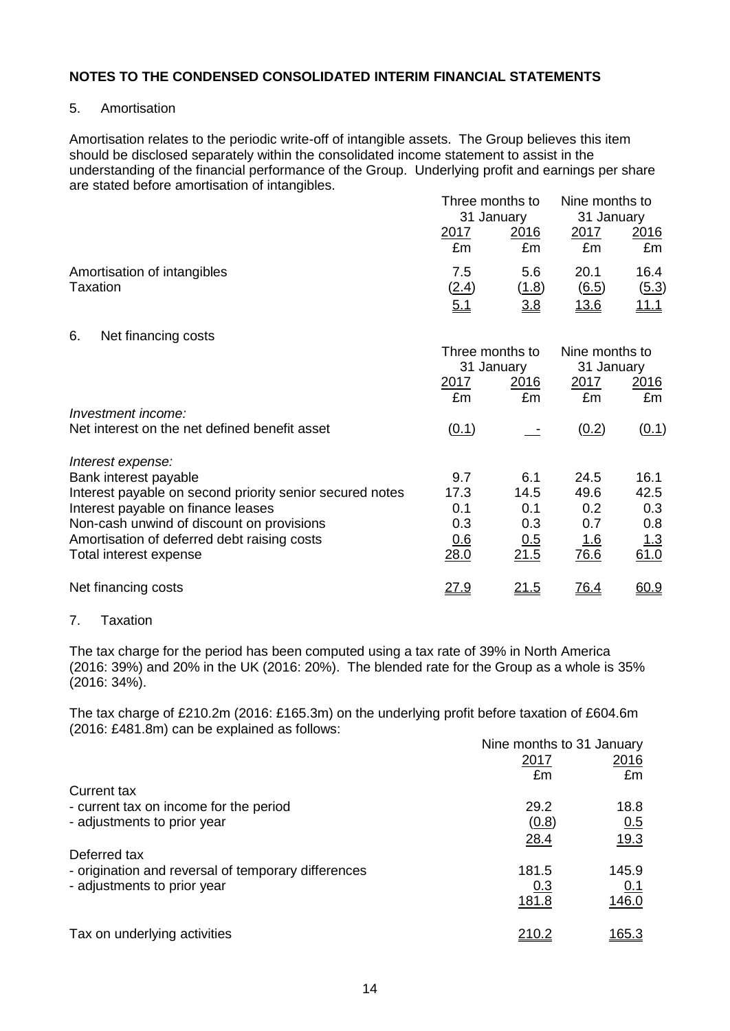## NOTES TO THE CONDENSED CONSOLIDATED INTERIM FINANCIAL STATEMENTS

### 5. Amortisation

Amortisation relates to the periodic write-off of intangible assets. The Group believes this item should be disclosed separately within the consolidated income statement to assist in the understanding of the financial performance of the Group. Underlying profit and earnings per share are stated before amortisation of intangibles.

| | Three months to 31 January | | Nine months to 31 January | |
|---|---|---|---|---|
| | 2017 | 2016 | 2017 | 2016 |
| | £m | £m | £m | £m |
| Amortisation of intangibles | 7.5 | 5.6 | 20.1 | 16.4 |
| Taxation | (2.4) | (1.8) | (6.5) | (5.3) |
| | 5.1 | 3.8 | 13.6 | 11.1 |

### 6. Net financing costs

| | Three months to 31 January | | Nine months to 31 January | |
|---|---|---|---|---|
| | 2017 | 2016 | 2017 | 2016 |
| | £m | £m | £m | £m |
| *Investment income:* | | | | |
| Net interest on the net defined benefit asset | (0.1) | - | (0.2) | (0.1) |
| *Interest expense:* | | | | |
| Bank interest payable | 9.7 | 6.1 | 24.5 | 16.1 |
| Interest payable on second priority senior secured notes | 17.3 | 14.5 | 49.6 | 42.5 |
| Interest payable on finance leases | 0.1 | 0.1 | 0.2 | 0.3 |
| Non-cash unwind of discount on provisions | 0.3 | 0.3 | 0.7 | 0.8 |
| Amortisation of deferred debt raising costs | 0.6 | 0.5 | 1.6 | 1.3 |
| Total interest expense | 28.0 | 21.5 | 76.6 | 61.0 |
| Net financing costs | 27.9 | 21.5 | 76.4 | 60.9 |

### 7. Taxation

The tax charge for the period has been computed using a tax rate of 39% in North America (2016: 39%) and 20% in the UK (2016: 20%). The blended rate for the Group as a whole is 35% (2016: 34%).

The tax charge of £210.2m (2016: £165.3m) on the underlying profit before taxation of £604.6m (2016: £481.8m) can be explained as follows:

| | Nine months to 31 January | |
|---|---|---|
| | 2017 | 2016 |
| | £m | £m |
| Current tax | | |
| - current tax on income for the period | 29.2 | 18.8 |
| - adjustments to prior year | (0.8) | 0.5 |
| | 28.4 | 19.3 |
| Deferred tax | | |
| - origination and reversal of temporary differences | 181.5 | 145.9 |
| - adjustments to prior year | 0.3 | 0.1 |
| | 181.8 | 146.0 |
| Tax on underlying activities | 210.2 | 165.3 |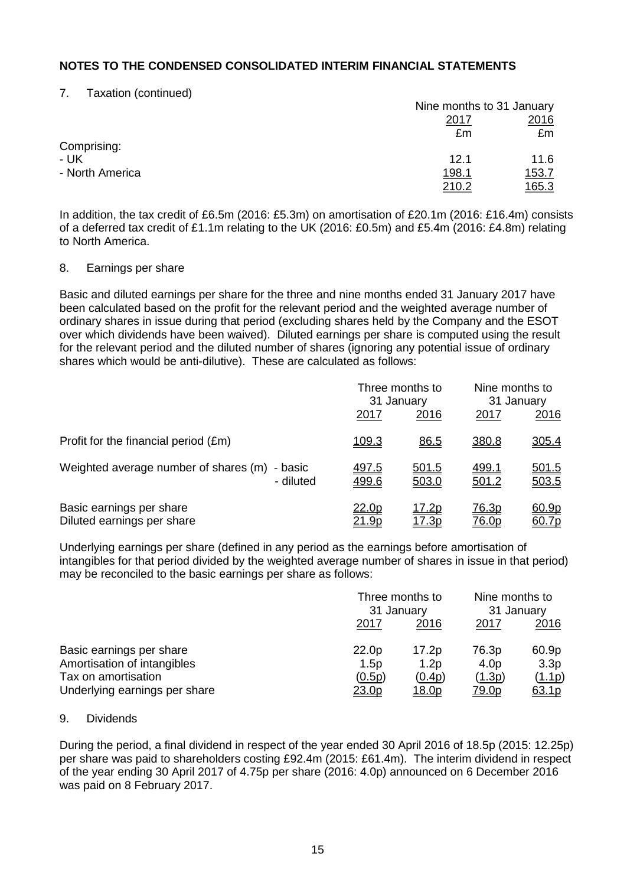## NOTES TO THE CONDENSED CONSOLIDATED INTERIM FINANCIAL STATEMENTS

7. Taxation (continued)

| | Nine months to 31 January | |
|---|---|---|
| | 2017 | 2016 |
| | £m | £m |
| Comprising: | | |
| - UK | 12.1 | 11.6 |
| - North America | 198.1 | 153.7 |
| | 210.2 | 165.3 |

In addition, the tax credit of £6.5m (2016: £5.3m) on amortisation of £20.1m (2016: £16.4m) consists of a deferred tax credit of £1.1m relating to the UK (2016: £0.5m) and £5.4m (2016: £4.8m) relating to North America.

8. Earnings per share

Basic and diluted earnings per share for the three and nine months ended 31 January 2017 have been calculated based on the profit for the relevant period and the weighted average number of ordinary shares in issue during that period (excluding shares held by the Company and the ESOT over which dividends have been waived). Diluted earnings per share is computed using the result for the relevant period and the diluted number of shares (ignoring any potential issue of ordinary shares which would be anti-dilutive). These are calculated as follows:

| | Three months to 31 January | | Nine months to 31 January | |
|---|---|---|---|---|
| | 2017 | 2016 | 2017 | 2016 |
| Profit for the financial period (£m) | 109.3 | 86.5 | 380.8 | 305.4 |
| Weighted average number of shares (m) - basic | 497.5 | 501.5 | 499.1 | 501.5 |
| - diluted | 499.6 | 503.0 | 501.2 | 503.5 |
| Basic earnings per share | 22.0p | 17.2p | 76.3p | 60.9p |
| Diluted earnings per share | 21.9p | 17.3p | 76.0p | 60.7p |

Underlying earnings per share (defined in any period as the earnings before amortisation of intangibles for that period divided by the weighted average number of shares in issue in that period) may be reconciled to the basic earnings per share as follows:

| | Three months to 31 January | | Nine months to 31 January | |
|---|---|---|---|---|
| | 2017 | 2016 | 2017 | 2016 |
| Basic earnings per share | 22.0p | 17.2p | 76.3p | 60.9p |
| Amortisation of intangibles | 1.5p | 1.2p | 4.0p | 3.3p |
| Tax on amortisation | (0.5p) | (0.4p) | (1.3p) | (1.1p) |
| Underlying earnings per share | 23.0p | 18.0p | 79.0p | 63.1p |

9. Dividends

During the period, a final dividend in respect of the year ended 30 April 2016 of 18.5p (2015: 12.25p) per share was paid to shareholders costing £92.4m (2015: £61.4m). The interim dividend in respect of the year ending 30 April 2017 of 4.75p per share (2016: 4.0p) announced on 6 December 2016 was paid on 8 February 2017.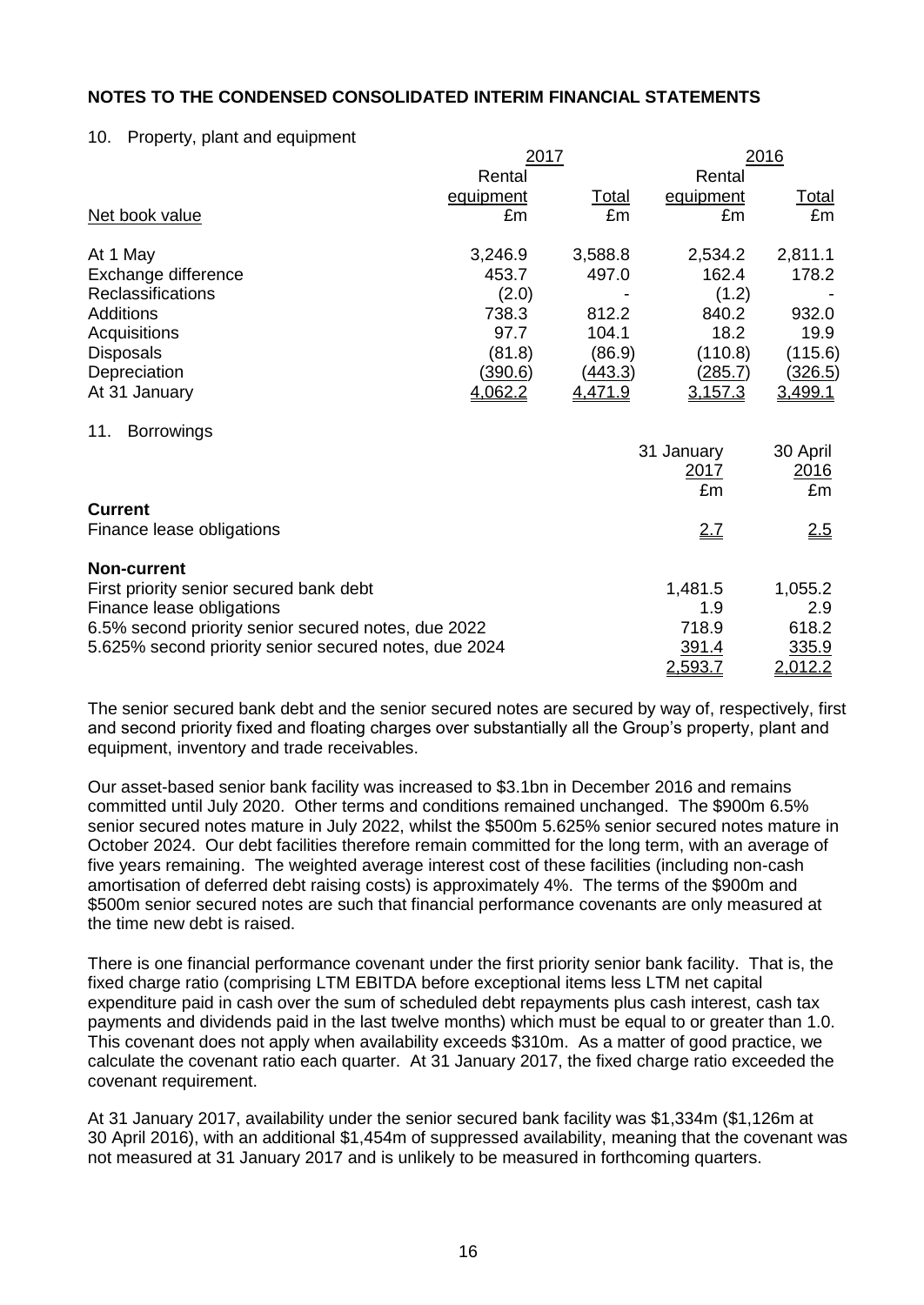## NOTES TO THE CONDENSED CONSOLIDATED INTERIM FINANCIAL STATEMENTS

### 10. Property, plant and equipment

| | 2017 | | 2016 | |
|---|---|---|---|---|
| | Rental equipment | Total | Rental equipment | Total |
| Net book value | £m | £m | £m | £m |
| At 1 May | 3,246.9 | 3,588.8 | 2,534.2 | 2,811.1 |
| Exchange difference | 453.7 | 497.0 | 162.4 | 178.2 |
| Reclassifications | (2.0) | - | (1.2) | - |
| Additions | 738.3 | 812.2 | 840.2 | 932.0 |
| Acquisitions | 97.7 | 104.1 | 18.2 | 19.9 |
| Disposals | (81.8) | (86.9) | (110.8) | (115.6) |
| Depreciation | (390.6) | (443.3) | (285.7) | (326.5) |
| At 31 January | 4,062.2 | 4,471.9 | 3,157.3 | 3,499.1 |

### 11. Borrowings

| | 31 January 2017 | 30 April 2016 |
|---|---|---|
| | £m | £m |
| **Current** | | |
| Finance lease obligations | 2.7 | 2.5 |
| **Non-current** | | |
| First priority senior secured bank debt | 1,481.5 | 1,055.2 |
| Finance lease obligations | 1.9 | 2.9 |
| 6.5% second priority senior secured notes, due 2022 | 718.9 | 618.2 |
| 5.625% second priority senior secured notes, due 2024 | 391.4 | 335.9 |
| | 2,593.7 | 2,012.2 |

The senior secured bank debt and the senior secured notes are secured by way of, respectively, first and second priority fixed and floating charges over substantially all the Group's property, plant and equipment, inventory and trade receivables.

Our asset-based senior bank facility was increased to $3.1bn in December 2016 and remains committed until July 2020. Other terms and conditions remained unchanged. The $900m 6.5% senior secured notes mature in July 2022, whilst the $500m 5.625% senior secured notes mature in October 2024. Our debt facilities therefore remain committed for the long term, with an average of five years remaining. The weighted average interest cost of these facilities (including non-cash amortisation of deferred debt raising costs) is approximately 4%. The terms of the $900m and $500m senior secured notes are such that financial performance covenants are only measured at the time new debt is raised.

There is one financial performance covenant under the first priority senior bank facility. That is, the fixed charge ratio (comprising LTM EBITDA before exceptional items less LTM net capital expenditure paid in cash over the sum of scheduled debt repayments plus cash interest, cash tax payments and dividends paid in the last twelve months) which must be equal to or greater than 1.0. This covenant does not apply when availability exceeds $310m. As a matter of good practice, we calculate the covenant ratio each quarter. At 31 January 2017, the fixed charge ratio exceeded the covenant requirement.

At 31 January 2017, availability under the senior secured bank facility was $1,334m ($1,126m at 30 April 2016), with an additional $1,454m of suppressed availability, meaning that the covenant was not measured at 31 January 2017 and is unlikely to be measured in forthcoming quarters.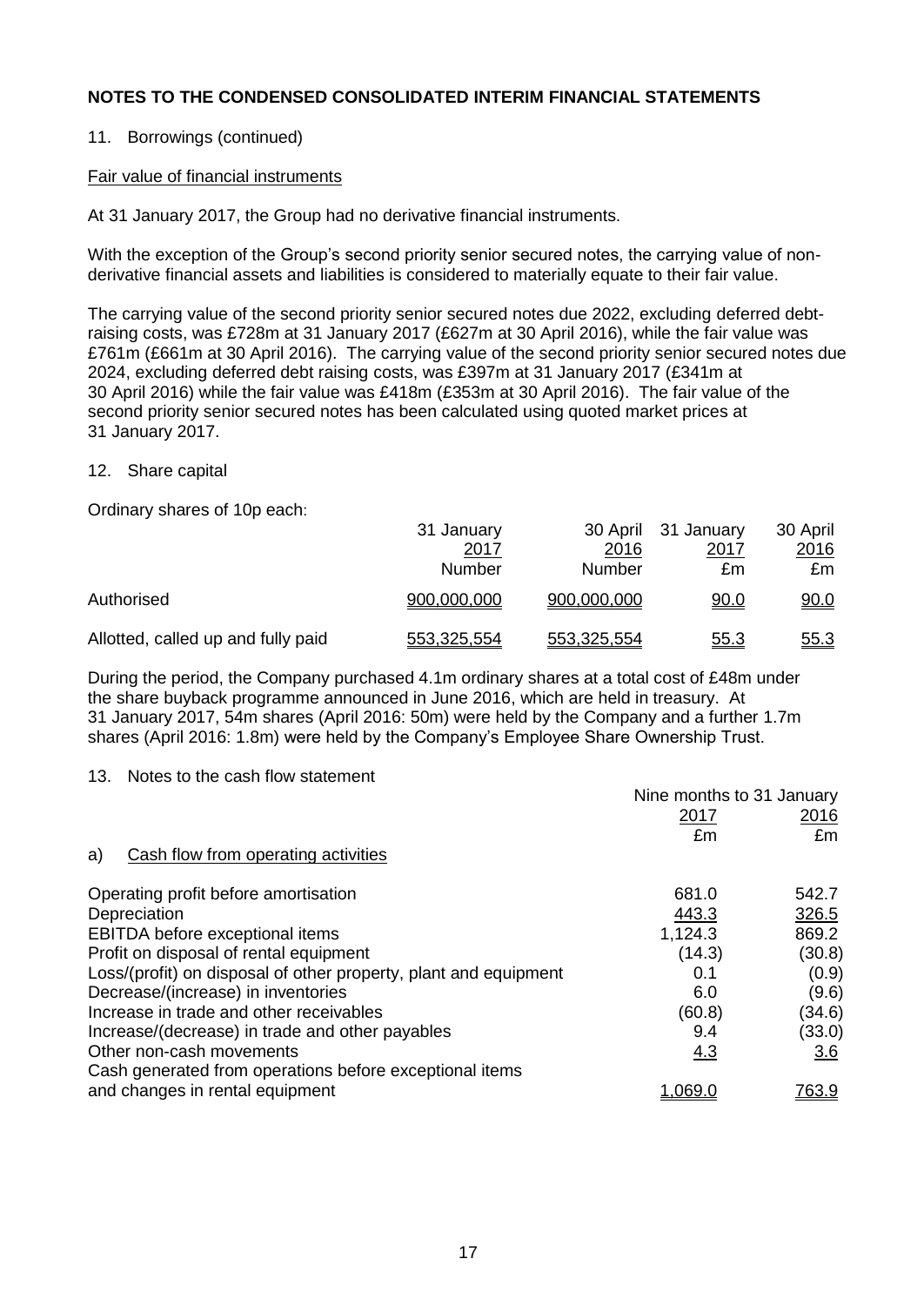## NOTES TO THE CONDENSED CONSOLIDATED INTERIM FINANCIAL STATEMENTS

11. Borrowings (continued)

Fair value of financial instruments

At 31 January 2017, the Group had no derivative financial instruments.

With the exception of the Group's second priority senior secured notes, the carrying value of non-derivative financial assets and liabilities is considered to materially equate to their fair value.

The carrying value of the second priority senior secured notes due 2022, excluding deferred debt-raising costs, was £728m at 31 January 2017 (£627m at 30 April 2016), while the fair value was £761m (£661m at 30 April 2016). The carrying value of the second priority senior secured notes due 2024, excluding deferred debt raising costs, was £397m at 31 January 2017 (£341m at 30 April 2016) while the fair value was £418m (£353m at 30 April 2016). The fair value of the second priority senior secured notes has been calculated using quoted market prices at 31 January 2017.

12. Share capital

Ordinary shares of 10p each:

| | 31 January 2017 Number | 30 April 2016 Number | 31 January 2017 £m | 30 April 2016 £m |
|---|---|---|---|---|
| Authorised | 900,000,000 | 900,000,000 | 90.0 | 90.0 |
| Allotted, called up and fully paid | 553,325,554 | 553,325,554 | 55.3 | 55.3 |

During the period, the Company purchased 4.1m ordinary shares at a total cost of £48m under the share buyback programme announced in June 2016, which are held in treasury. At 31 January 2017, 54m shares (April 2016: 50m) were held by the Company and a further 1.7m shares (April 2016: 1.8m) were held by the Company's Employee Share Ownership Trust.

13. Notes to the cash flow statement

| | Nine months to 31 January 2017 £m | Nine months to 31 January 2016 £m |
|---|---|---|
| a) Cash flow from operating activities | | |
| Operating profit before amortisation | 681.0 | 542.7 |
| Depreciation | 443.3 | 326.5 |
| EBITDA before exceptional items | 1,124.3 | 869.2 |
| Profit on disposal of rental equipment | (14.3) | (30.8) |
| Loss/(profit) on disposal of other property, plant and equipment | 0.1 | (0.9) |
| Decrease/(increase) in inventories | 6.0 | (9.6) |
| Increase in trade and other receivables | (60.8) | (34.6) |
| Increase/(decrease) in trade and other payables | 9.4 | (33.0) |
| Other non-cash movements | 4.3 | 3.6 |
| Cash generated from operations before exceptional items and changes in rental equipment | 1,069.0 | 763.9 |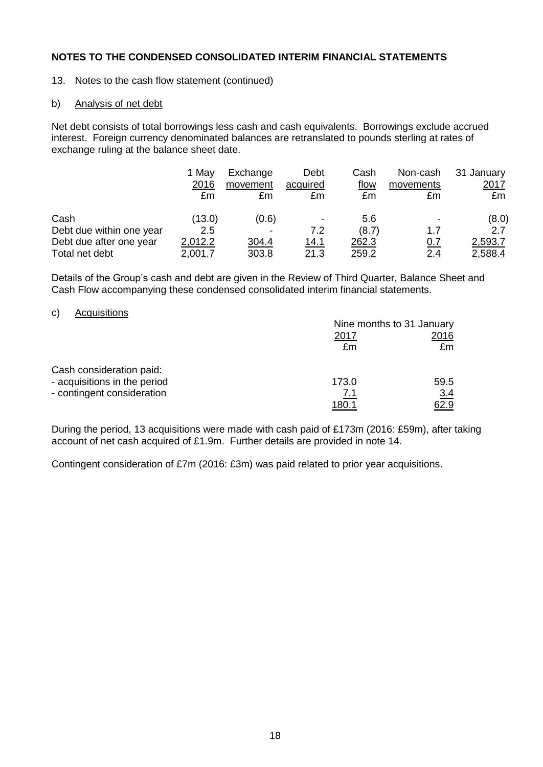## NOTES TO THE CONDENSED CONSOLIDATED INTERIM FINANCIAL STATEMENTS

13. Notes to the cash flow statement (continued)

b) Analysis of net debt

Net debt consists of total borrowings less cash and cash equivalents. Borrowings exclude accrued interest. Foreign currency denominated balances are retranslated to pounds sterling at rates of exchange ruling at the balance sheet date.

| | 1 May 2016 £m | Exchange movement £m | Debt acquired £m | Cash flow £m | Non-cash movements £m | 31 January 2017 £m |
|---|---|---|---|---|---|---|
| Cash | (13.0) | (0.6) | - | 5.6 | - | (8.0) |
| Debt due within one year | 2.5 | - | 7.2 | (8.7) | 1.7 | 2.7 |
| Debt due after one year | 2,012.2 | 304.4 | 14.1 | 262.3 | 0.7 | 2,593.7 |
| Total net debt | 2,001.7 | 303.8 | 21.3 | 259.2 | 2.4 | 2,588.4 |

Details of the Group's cash and debt are given in the Review of Third Quarter, Balance Sheet and Cash Flow accompanying these condensed consolidated interim financial statements.

c) Acquisitions

| | Nine months to 31 January | |
|---|---|---|
| | 2017 £m | 2016 £m |
| Cash consideration paid: | | |
| - acquisitions in the period | 173.0 | 59.5 |
| - contingent consideration | 7.1 | 3.4 |
| | 180.1 | 62.9 |

During the period, 13 acquisitions were made with cash paid of £173m (2016: £59m), after taking account of net cash acquired of £1.9m. Further details are provided in note 14.

Contingent consideration of £7m (2016: £3m) was paid related to prior year acquisitions.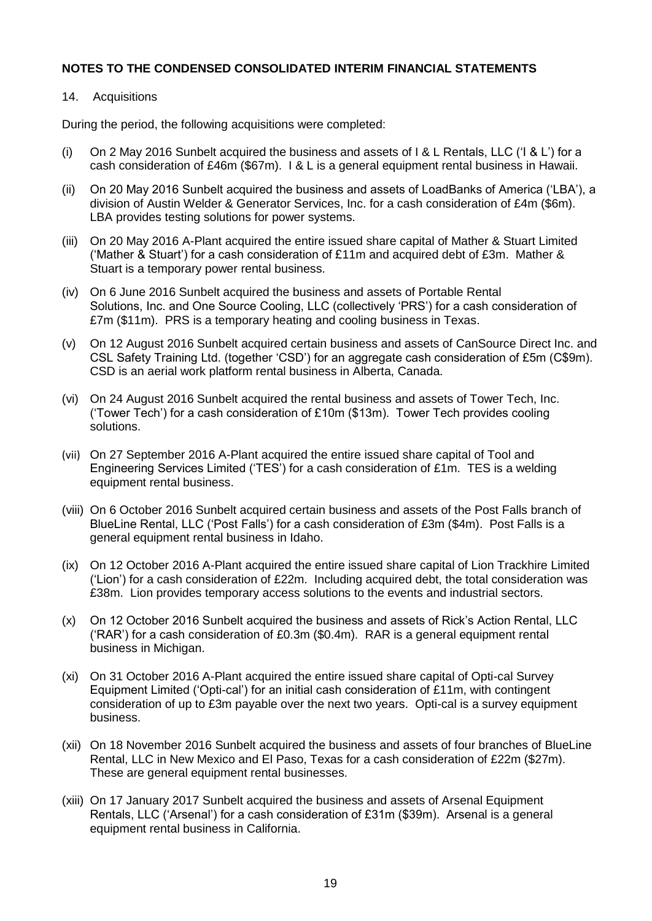**NOTES TO THE CONDENSED CONSOLIDATED INTERIM FINANCIAL STATEMENTS**

14. Acquisitions

During the period, the following acquisitions were completed:

(i) On 2 May 2016 Sunbelt acquired the business and assets of I & L Rentals, LLC ('I & L') for a cash consideration of £46m ($67m). I & L is a general equipment rental business in Hawaii.

(ii) On 20 May 2016 Sunbelt acquired the business and assets of LoadBanks of America ('LBA'), a division of Austin Welder & Generator Services, Inc. for a cash consideration of £4m ($6m). LBA provides testing solutions for power systems.

(iii) On 20 May 2016 A-Plant acquired the entire issued share capital of Mather & Stuart Limited ('Mather & Stuart') for a cash consideration of £11m and acquired debt of £3m. Mather & Stuart is a temporary power rental business.

(iv) On 6 June 2016 Sunbelt acquired the business and assets of Portable Rental Solutions, Inc. and One Source Cooling, LLC (collectively 'PRS') for a cash consideration of £7m ($11m). PRS is a temporary heating and cooling business in Texas.

(v) On 12 August 2016 Sunbelt acquired certain business and assets of CanSource Direct Inc. and CSL Safety Training Ltd. (together 'CSD') for an aggregate cash consideration of £5m (C$9m). CSD is an aerial work platform rental business in Alberta, Canada.

(vi) On 24 August 2016 Sunbelt acquired the rental business and assets of Tower Tech, Inc. ('Tower Tech') for a cash consideration of £10m ($13m). Tower Tech provides cooling solutions.

(vii) On 27 September 2016 A-Plant acquired the entire issued share capital of Tool and Engineering Services Limited ('TES') for a cash consideration of £1m. TES is a welding equipment rental business.

(viii) On 6 October 2016 Sunbelt acquired certain business and assets of the Post Falls branch of BlueLine Rental, LLC ('Post Falls') for a cash consideration of £3m ($4m). Post Falls is a general equipment rental business in Idaho.

(ix) On 12 October 2016 A-Plant acquired the entire issued share capital of Lion Trackhire Limited ('Lion') for a cash consideration of £22m. Including acquired debt, the total consideration was £38m. Lion provides temporary access solutions to the events and industrial sectors.

(x) On 12 October 2016 Sunbelt acquired the business and assets of Rick's Action Rental, LLC ('RAR') for a cash consideration of £0.3m ($0.4m). RAR is a general equipment rental business in Michigan.

(xi) On 31 October 2016 A-Plant acquired the entire issued share capital of Opti-cal Survey Equipment Limited ('Opti-cal') for an initial cash consideration of £11m, with contingent consideration of up to £3m payable over the next two years. Opti-cal is a survey equipment business.

(xii) On 18 November 2016 Sunbelt acquired the business and assets of four branches of BlueLine Rental, LLC in New Mexico and El Paso, Texas for a cash consideration of £22m ($27m). These are general equipment rental businesses.

(xiii) On 17 January 2017 Sunbelt acquired the business and assets of Arsenal Equipment Rentals, LLC ('Arsenal') for a cash consideration of £31m ($39m). Arsenal is a general equipment rental business in California.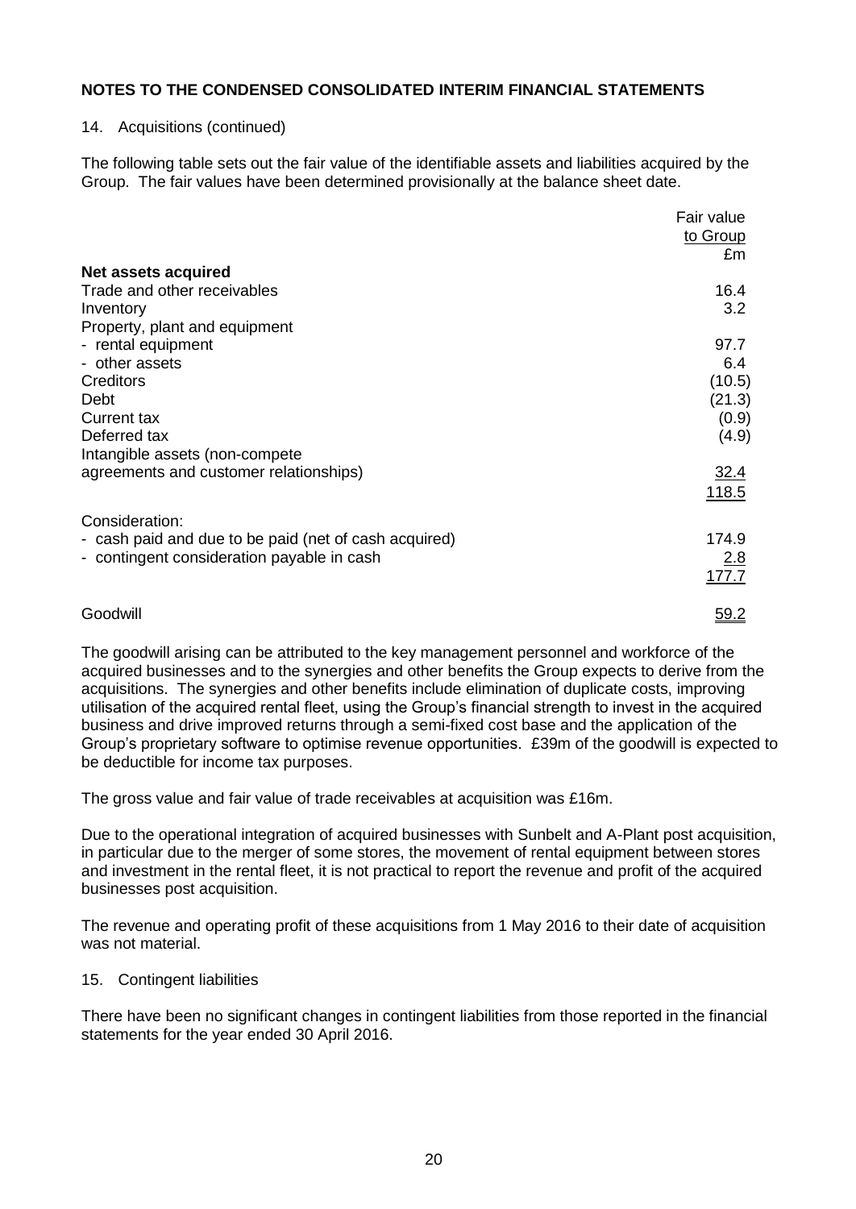## NOTES TO THE CONDENSED CONSOLIDATED INTERIM FINANCIAL STATEMENTS

14. Acquisitions (continued)

The following table sets out the fair value of the identifiable assets and liabilities acquired by the Group. The fair values have been determined provisionally at the balance sheet date.

| | Fair value to Group £m |
|---|---|
| **Net assets acquired** | |
| Trade and other receivables | 16.4 |
| Inventory | 3.2 |
| Property, plant and equipment | |
| - rental equipment | 97.7 |
| - other assets | 6.4 |
| Creditors | (10.5) |
| Debt | (21.3) |
| Current tax | (0.9) |
| Deferred tax | (4.9) |
| Intangible assets (non-compete agreements and customer relationships) | 32.4 |
| | 118.5 |
| Consideration: | |
| - cash paid and due to be paid (net of cash acquired) | 174.9 |
| - contingent consideration payable in cash | 2.8 |
| | 177.7 |
| Goodwill | 59.2 |

The goodwill arising can be attributed to the key management personnel and workforce of the acquired businesses and to the synergies and other benefits the Group expects to derive from the acquisitions. The synergies and other benefits include elimination of duplicate costs, improving utilisation of the acquired rental fleet, using the Group's financial strength to invest in the acquired business and drive improved returns through a semi-fixed cost base and the application of the Group's proprietary software to optimise revenue opportunities. £39m of the goodwill is expected to be deductible for income tax purposes.

The gross value and fair value of trade receivables at acquisition was £16m.

Due to the operational integration of acquired businesses with Sunbelt and A-Plant post acquisition, in particular due to the merger of some stores, the movement of rental equipment between stores and investment in the rental fleet, it is not practical to report the revenue and profit of the acquired businesses post acquisition.

The revenue and operating profit of these acquisitions from 1 May 2016 to their date of acquisition was not material.

15. Contingent liabilities

There have been no significant changes in contingent liabilities from those reported in the financial statements for the year ended 30 April 2016.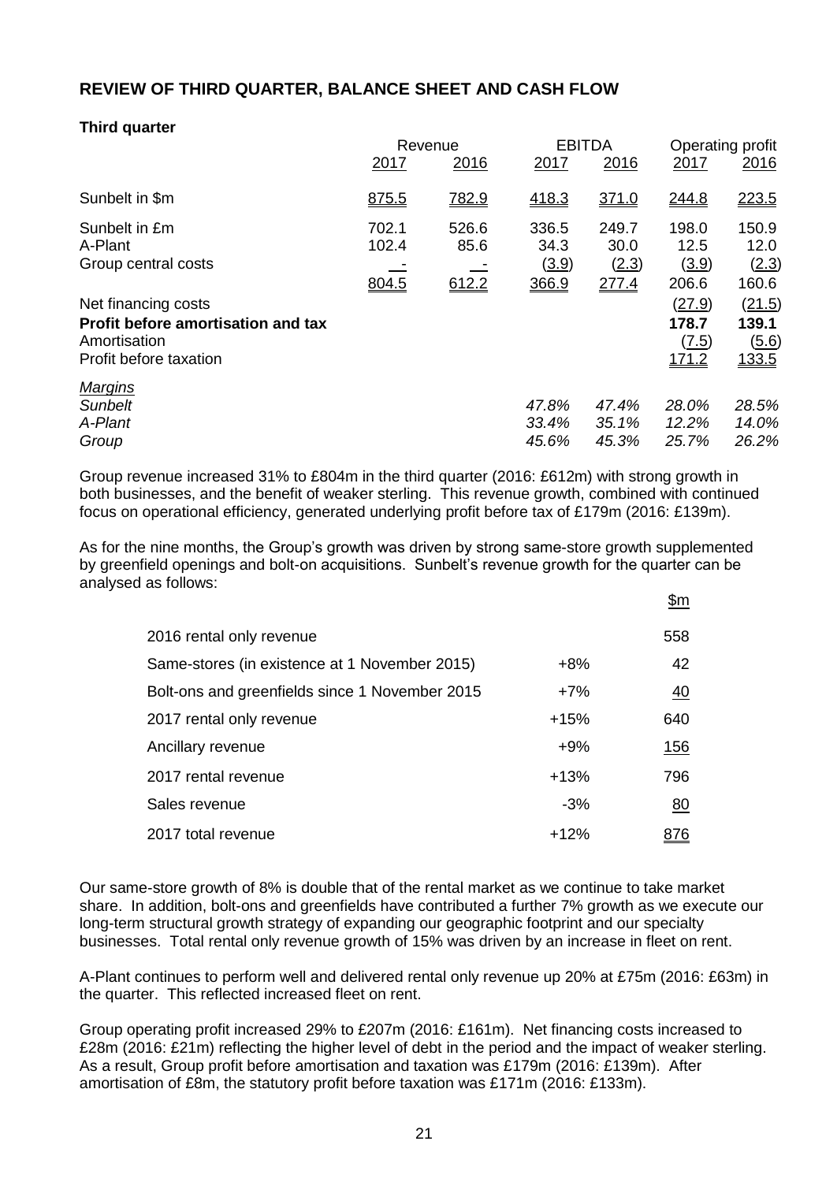## REVIEW OF THIRD QUARTER, BALANCE SHEET AND CASH FLOW

### Third quarter

| | Revenue | | EBITDA | | Operating profit | |
|---|---|---|---|---|---|---|
| | 2017 | 2016 | 2017 | 2016 | 2017 | 2016 |
| Sunbelt in $m | 875.5 | 782.9 | 418.3 | 371.0 | 244.8 | 223.5 |
| Sunbelt in £m | 702.1 | 526.6 | 336.5 | 249.7 | 198.0 | 150.9 |
| A-Plant | 102.4 | 85.6 | 34.3 | 30.0 | 12.5 | 12.0 |
| Group central costs | - | - | (3.9) | (2.3) | (3.9) | (2.3) |
| | 804.5 | 612.2 | 366.9 | 277.4 | 206.6 | 160.6 |
| Net financing costs | | | | | (27.9) | (21.5) |
| **Profit before amortisation and tax** | | | | | **178.7** | **139.1** |
| Amortisation | | | | | (7.5) | (5.6) |
| Profit before taxation | | | | | 171.2 | 133.5 |
| *Margins* | | | | | | |
| *Sunbelt* | | | *47.8%* | *47.4%* | *28.0%* | *28.5%* |
| *A-Plant* | | | *33.4%* | *35.1%* | *12.2%* | *14.0%* |
| *Group* | | | *45.6%* | *45.3%* | *25.7%* | *26.2%* |

Group revenue increased 31% to £804m in the third quarter (2016: £612m) with strong growth in both businesses, and the benefit of weaker sterling. This revenue growth, combined with continued focus on operational efficiency, generated underlying profit before tax of £179m (2016: £139m).

As for the nine months, the Group's growth was driven by strong same-store growth supplemented by greenfield openings and bolt-on acquisitions. Sunbelt's revenue growth for the quarter can be analysed as follows:

| | | $m |
|---|---|---|
| 2016 rental only revenue | | 558 |
| Same-stores (in existence at 1 November 2015) | +8% | 42 |
| Bolt-ons and greenfields since 1 November 2015 | +7% | 40 |
| 2017 rental only revenue | +15% | 640 |
| Ancillary revenue | +9% | 156 |
| 2017 rental revenue | +13% | 796 |
| Sales revenue | -3% | 80 |
| 2017 total revenue | +12% | 876 |

Our same-store growth of 8% is double that of the rental market as we continue to take market share. In addition, bolt-ons and greenfields have contributed a further 7% growth as we execute our long-term structural growth strategy of expanding our geographic footprint and our specialty businesses. Total rental only revenue growth of 15% was driven by an increase in fleet on rent.

A-Plant continues to perform well and delivered rental only revenue up 20% at £75m (2016: £63m) in the quarter. This reflected increased fleet on rent.

Group operating profit increased 29% to £207m (2016: £161m). Net financing costs increased to £28m (2016: £21m) reflecting the higher level of debt in the period and the impact of weaker sterling. As a result, Group profit before amortisation and taxation was £179m (2016: £139m). After amortisation of £8m, the statutory profit before taxation was £171m (2016: £133m).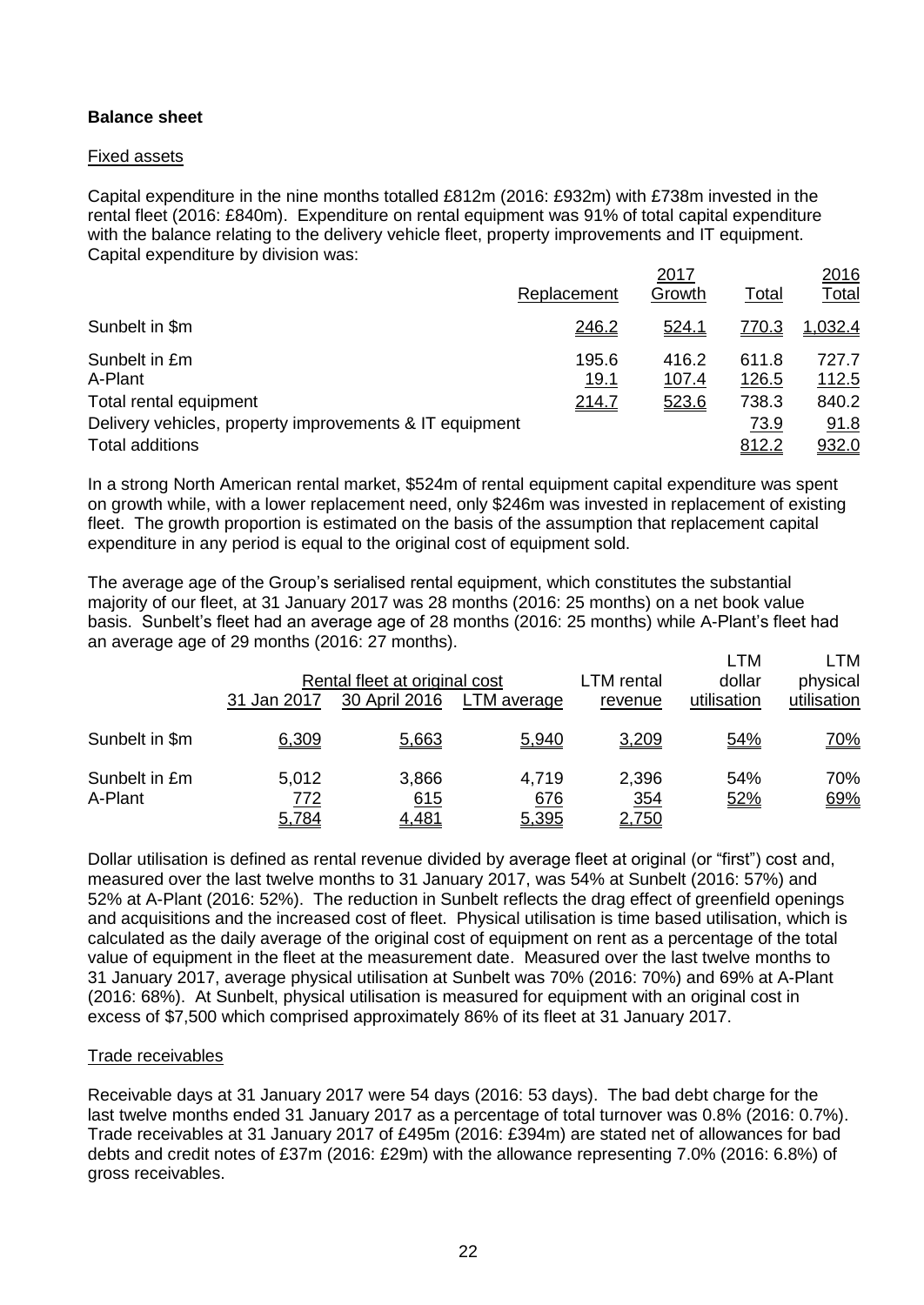**Balance sheet**

Fixed assets

Capital expenditure in the nine months totalled £812m (2016: £932m) with £738m invested in the rental fleet (2016: £840m). Expenditure on rental equipment was 91% of total capital expenditure with the balance relating to the delivery vehicle fleet, property improvements and IT equipment. Capital expenditure by division was:

| | 2017 | | | 2016 |
|---|---|---|---|---|
| | Replacement | Growth | Total | Total |
| Sunbelt in $m | 246.2 | 524.1 | 770.3 | 1,032.4 |
| Sunbelt in £m | 195.6 | 416.2 | 611.8 | 727.7 |
| A-Plant | 19.1 | 107.4 | 126.5 | 112.5 |
| Total rental equipment | 214.7 | 523.6 | 738.3 | 840.2 |
| Delivery vehicles, property improvements & IT equipment | | | 73.9 | 91.8 |
| Total additions | | | 812.2 | 932.0 |

In a strong North American rental market, $524m of rental equipment capital expenditure was spent on growth while, with a lower replacement need, only $246m was invested in replacement of existing fleet. The growth proportion is estimated on the basis of the assumption that replacement capital expenditure in any period is equal to the original cost of equipment sold.

The average age of the Group's serialised rental equipment, which constitutes the substantial majority of our fleet, at 31 January 2017 was 28 months (2016: 25 months) on a net book value basis. Sunbelt's fleet had an average age of 28 months (2016: 25 months) while A-Plant's fleet had an average age of 29 months (2016: 27 months).

| | Rental fleet at original cost | | | LTM rental | LTM dollar | LTM physical |
|---|---|---|---|---|---|---|
| | 31 Jan 2017 | 30 April 2016 | LTM average | revenue | utilisation | utilisation |
| Sunbelt in $m | 6,309 | 5,663 | 5,940 | 3,209 | 54% | 70% |
| Sunbelt in £m | 5,012 | 3,866 | 4,719 | 2,396 | 54% | 70% |
| A-Plant | 772 | 615 | 676 | 354 | 52% | 69% |
| | 5,784 | 4,481 | 5,395 | 2,750 | | |

Dollar utilisation is defined as rental revenue divided by average fleet at original (or "first") cost and, measured over the last twelve months to 31 January 2017, was 54% at Sunbelt (2016: 57%) and 52% at A-Plant (2016: 52%). The reduction in Sunbelt reflects the drag effect of greenfield openings and acquisitions and the increased cost of fleet. Physical utilisation is time based utilisation, which is calculated as the daily average of the original cost of equipment on rent as a percentage of the total value of equipment in the fleet at the measurement date. Measured over the last twelve months to 31 January 2017, average physical utilisation at Sunbelt was 70% (2016: 70%) and 69% at A-Plant (2016: 68%). At Sunbelt, physical utilisation is measured for equipment with an original cost in excess of $7,500 which comprised approximately 86% of its fleet at 31 January 2017.

Trade receivables

Receivable days at 31 January 2017 were 54 days (2016: 53 days). The bad debt charge for the last twelve months ended 31 January 2017 as a percentage of total turnover was 0.8% (2016: 0.7%). Trade receivables at 31 January 2017 of £495m (2016: £394m) are stated net of allowances for bad debts and credit notes of £37m (2016: £29m) with the allowance representing 7.0% (2016: 6.8%) of gross receivables.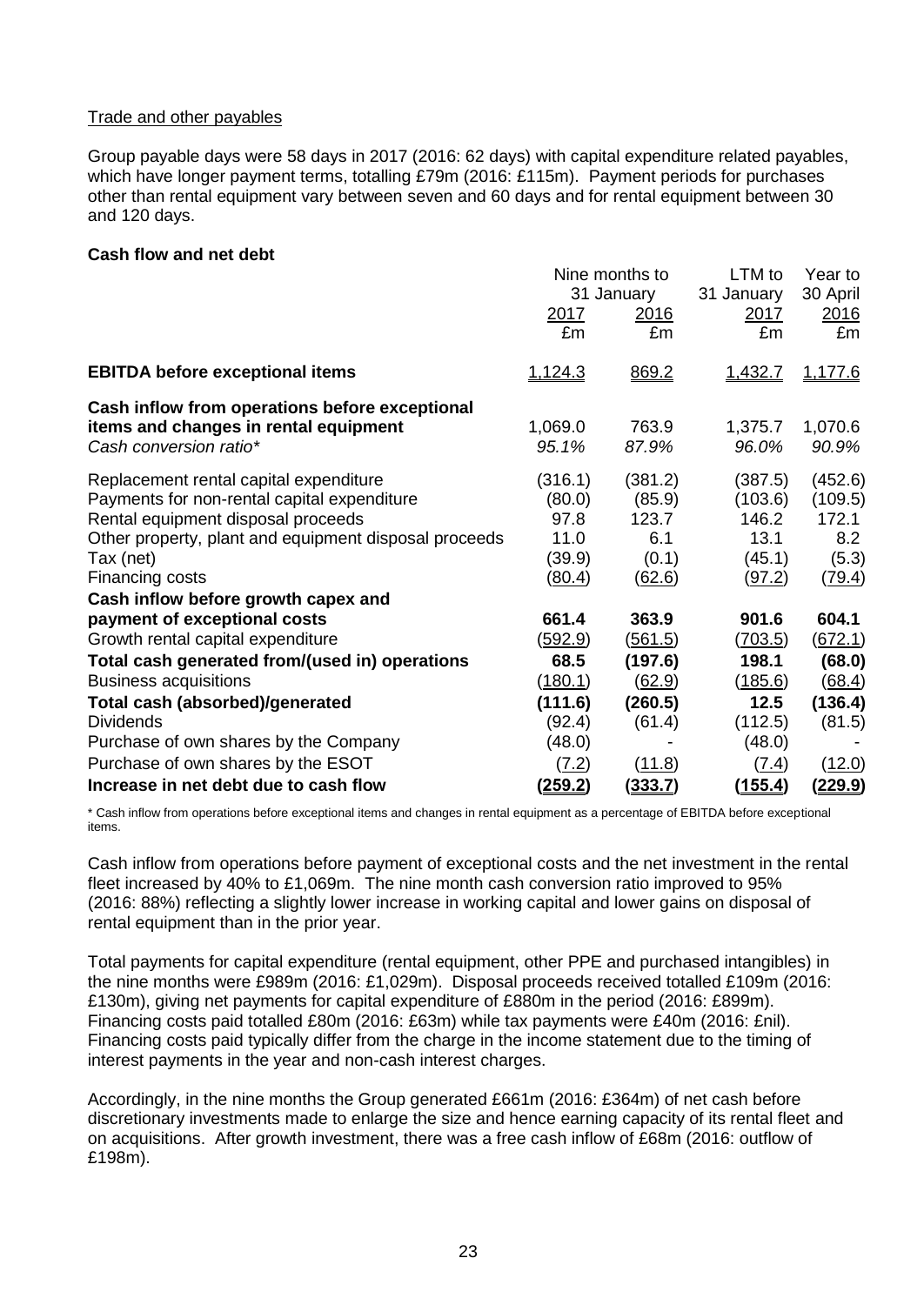Trade and other payables

Group payable days were 58 days in 2017 (2016: 62 days) with capital expenditure related payables, which have longer payment terms, totalling £79m (2016: £115m). Payment periods for purchases other than rental equipment vary between seven and 60 days and for rental equipment between 30 and 120 days.

**Cash flow and net debt**

| | Nine months to 31 January 2017 £m | Nine months to 31 January 2016 £m | LTM to 31 January 2017 £m | Year to 30 April 2016 £m |
|---|---|---|---|---|
| **EBITDA before exceptional items** | 1,124.3 | 869.2 | 1,432.7 | 1,177.6 |
| **Cash inflow from operations before exceptional items and changes in rental equipment** | 1,069.0 | 763.9 | 1,375.7 | 1,070.6 |
| *Cash conversion ratio\** | *95.1%* | *87.9%* | *96.0%* | *90.9%* |
| Replacement rental capital expenditure | (316.1) | (381.2) | (387.5) | (452.6) |
| Payments for non-rental capital expenditure | (80.0) | (85.9) | (103.6) | (109.5) |
| Rental equipment disposal proceeds | 97.8 | 123.7 | 146.2 | 172.1 |
| Other property, plant and equipment disposal proceeds | 11.0 | 6.1 | 13.1 | 8.2 |
| Tax (net) | (39.9) | (0.1) | (45.1) | (5.3) |
| Financing costs | (80.4) | (62.6) | (97.2) | (79.4) |
| **Cash inflow before growth capex and payment of exceptional costs** | **661.4** | **363.9** | **901.6** | **604.1** |
| Growth rental capital expenditure | (592.9) | (561.5) | (703.5) | (672.1) |
| **Total cash generated from/(used in) operations** | **68.5** | **(197.6)** | **198.1** | **(68.0)** |
| Business acquisitions | (180.1) | (62.9) | (185.6) | (68.4) |
| **Total cash (absorbed)/generated** | **(111.6)** | **(260.5)** | **12.5** | **(136.4)** |
| Dividends | (92.4) | (61.4) | (112.5) | (81.5) |
| Purchase of own shares by the Company | (48.0) | - | (48.0) | - |
| Purchase of own shares by the ESOT | (7.2) | (11.8) | (7.4) | (12.0) |
| **Increase in net debt due to cash flow** | **(259.2)** | **(333.7)** | **(155.4)** | **(229.9)** |

\* Cash inflow from operations before exceptional items and changes in rental equipment as a percentage of EBITDA before exceptional items.

Cash inflow from operations before payment of exceptional costs and the net investment in the rental fleet increased by 40% to £1,069m. The nine month cash conversion ratio improved to 95% (2016: 88%) reflecting a slightly lower increase in working capital and lower gains on disposal of rental equipment than in the prior year.

Total payments for capital expenditure (rental equipment, other PPE and purchased intangibles) in the nine months were £989m (2016: £1,029m). Disposal proceeds received totalled £109m (2016: £130m), giving net payments for capital expenditure of £880m in the period (2016: £899m). Financing costs paid totalled £80m (2016: £63m) while tax payments were £40m (2016: £nil). Financing costs paid typically differ from the charge in the income statement due to the timing of interest payments in the year and non-cash interest charges.

Accordingly, in the nine months the Group generated £661m (2016: £364m) of net cash before discretionary investments made to enlarge the size and hence earning capacity of its rental fleet and on acquisitions. After growth investment, there was a free cash inflow of £68m (2016: outflow of £198m).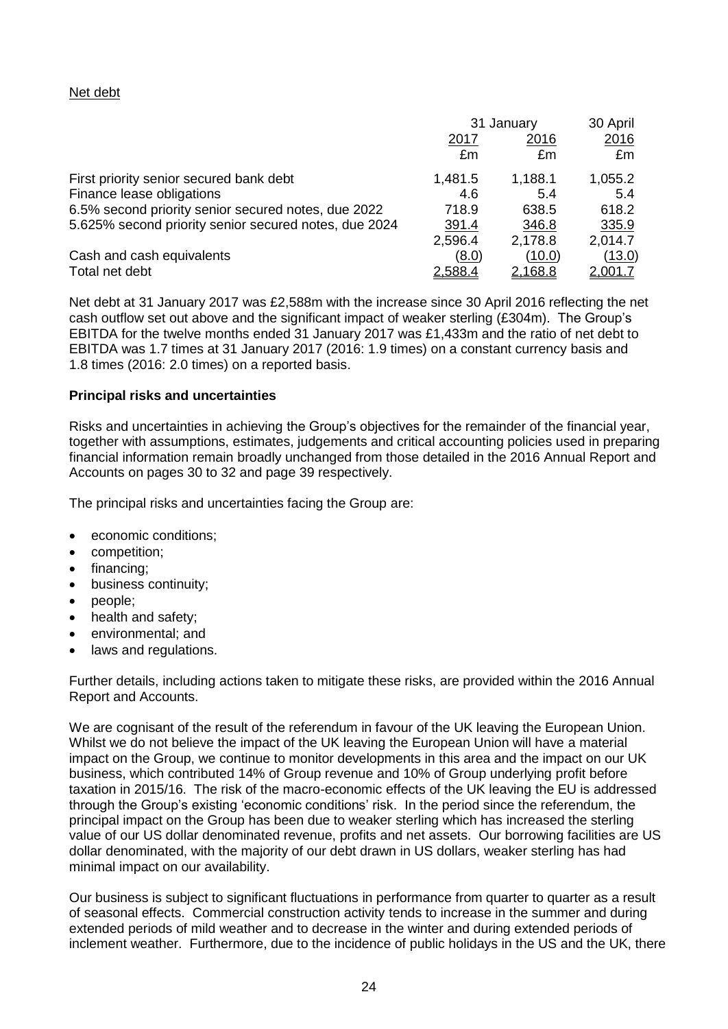Net debt

| | 31 January | | 30 April |
|---|---|---|---|
| | 2017 | 2016 | 2016 |
| | £m | £m | £m |
| First priority senior secured bank debt | 1,481.5 | 1,188.1 | 1,055.2 |
| Finance lease obligations | 4.6 | 5.4 | 5.4 |
| 6.5% second priority senior secured notes, due 2022 | 718.9 | 638.5 | 618.2 |
| 5.625% second priority senior secured notes, due 2024 | 391.4 | 346.8 | 335.9 |
| | 2,596.4 | 2,178.8 | 2,014.7 |
| Cash and cash equivalents | (8.0) | (10.0) | (13.0) |
| Total net debt | 2,588.4 | 2,168.8 | 2,001.7 |

Net debt at 31 January 2017 was £2,588m with the increase since 30 April 2016 reflecting the net cash outflow set out above and the significant impact of weaker sterling (£304m). The Group's EBITDA for the twelve months ended 31 January 2017 was £1,433m and the ratio of net debt to EBITDA was 1.7 times at 31 January 2017 (2016: 1.9 times) on a constant currency basis and 1.8 times (2016: 2.0 times) on a reported basis.

**Principal risks and uncertainties**

Risks and uncertainties in achieving the Group's objectives for the remainder of the financial year, together with assumptions, estimates, judgements and critical accounting policies used in preparing financial information remain broadly unchanged from those detailed in the 2016 Annual Report and Accounts on pages 30 to 32 and page 39 respectively.

The principal risks and uncertainties facing the Group are:

- economic conditions;
- competition;
- financing;
- business continuity;
- people;
- health and safety;
- environmental; and
- laws and regulations.

Further details, including actions taken to mitigate these risks, are provided within the 2016 Annual Report and Accounts.

We are cognisant of the result of the referendum in favour of the UK leaving the European Union. Whilst we do not believe the impact of the UK leaving the European Union will have a material impact on the Group, we continue to monitor developments in this area and the impact on our UK business, which contributed 14% of Group revenue and 10% of Group underlying profit before taxation in 2015/16. The risk of the macro-economic effects of the UK leaving the EU is addressed through the Group's existing 'economic conditions' risk. In the period since the referendum, the principal impact on the Group has been due to weaker sterling which has increased the sterling value of our US dollar denominated revenue, profits and net assets. Our borrowing facilities are US dollar denominated, with the majority of our debt drawn in US dollars, weaker sterling has had minimal impact on our availability.

Our business is subject to significant fluctuations in performance from quarter to quarter as a result of seasonal effects. Commercial construction activity tends to increase in the summer and during extended periods of mild weather and to decrease in the winter and during extended periods of inclement weather. Furthermore, due to the incidence of public holidays in the US and the UK, there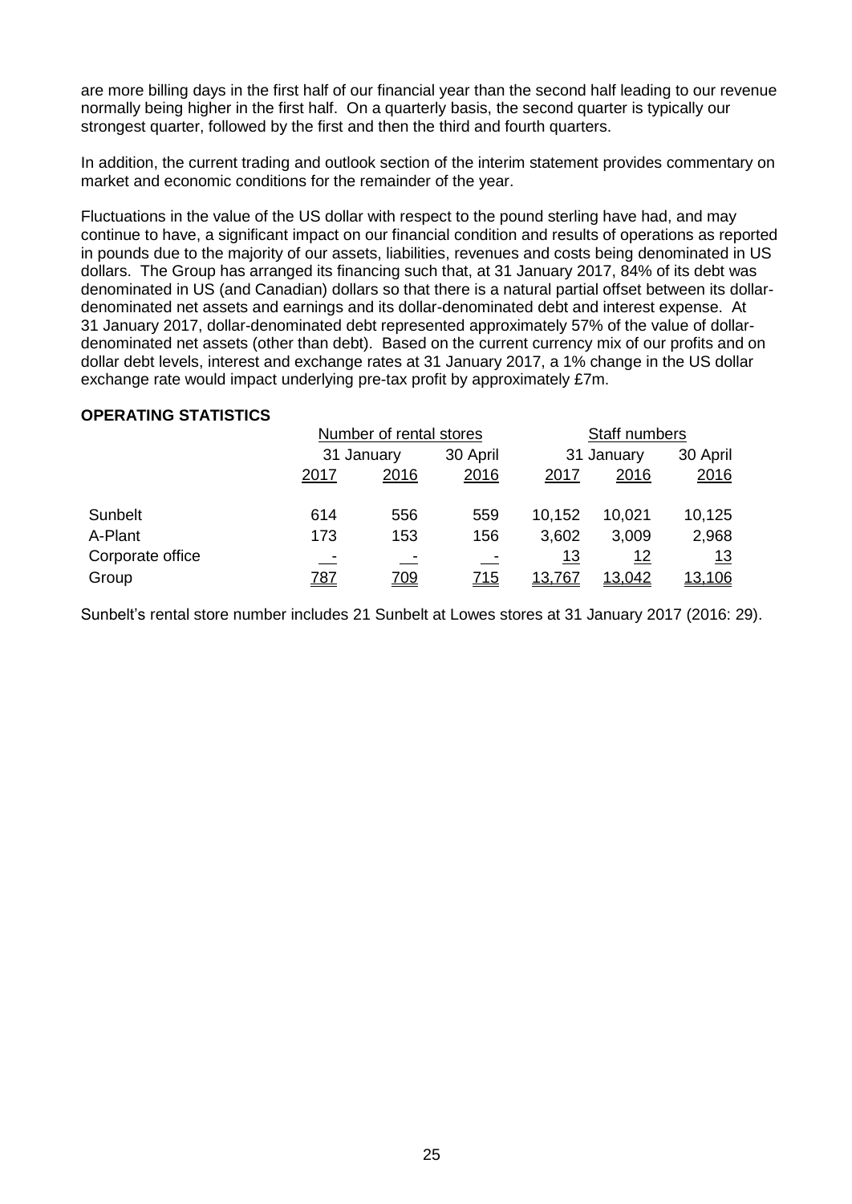are more billing days in the first half of our financial year than the second half leading to our revenue normally being higher in the first half. On a quarterly basis, the second quarter is typically our strongest quarter, followed by the first and then the third and fourth quarters.

In addition, the current trading and outlook section of the interim statement provides commentary on market and economic conditions for the remainder of the year.

Fluctuations in the value of the US dollar with respect to the pound sterling have had, and may continue to have, a significant impact on our financial condition and results of operations as reported in pounds due to the majority of our assets, liabilities, revenues and costs being denominated in US dollars. The Group has arranged its financing such that, at 31 January 2017, 84% of its debt was denominated in US (and Canadian) dollars so that there is a natural partial offset between its dollar-denominated net assets and earnings and its dollar-denominated debt and interest expense. At 31 January 2017, dollar-denominated debt represented approximately 57% of the value of dollar-denominated net assets (other than debt). Based on the current currency mix of our profits and on dollar debt levels, interest and exchange rates at 31 January 2017, a 1% change in the US dollar exchange rate would impact underlying pre-tax profit by approximately £7m.

## OPERATING STATISTICS

| | Number of rental stores | | | Staff numbers | | |
|---|---|---|---|---|---|---|
| | 31 January | | 30 April | 31 January | | 30 April |
| | 2017 | 2016 | 2016 | 2017 | 2016 | 2016 |
| Sunbelt | 614 | 556 | 559 | 10,152 | 10,021 | 10,125 |
| A-Plant | 173 | 153 | 156 | 3,602 | 3,009 | 2,968 |
| Corporate office | - | - | - | 13 | 12 | 13 |
| Group | 787 | 709 | 715 | 13,767 | 13,042 | 13,106 |

Sunbelt's rental store number includes 21 Sunbelt at Lowes stores at 31 January 2017 (2016: 29).